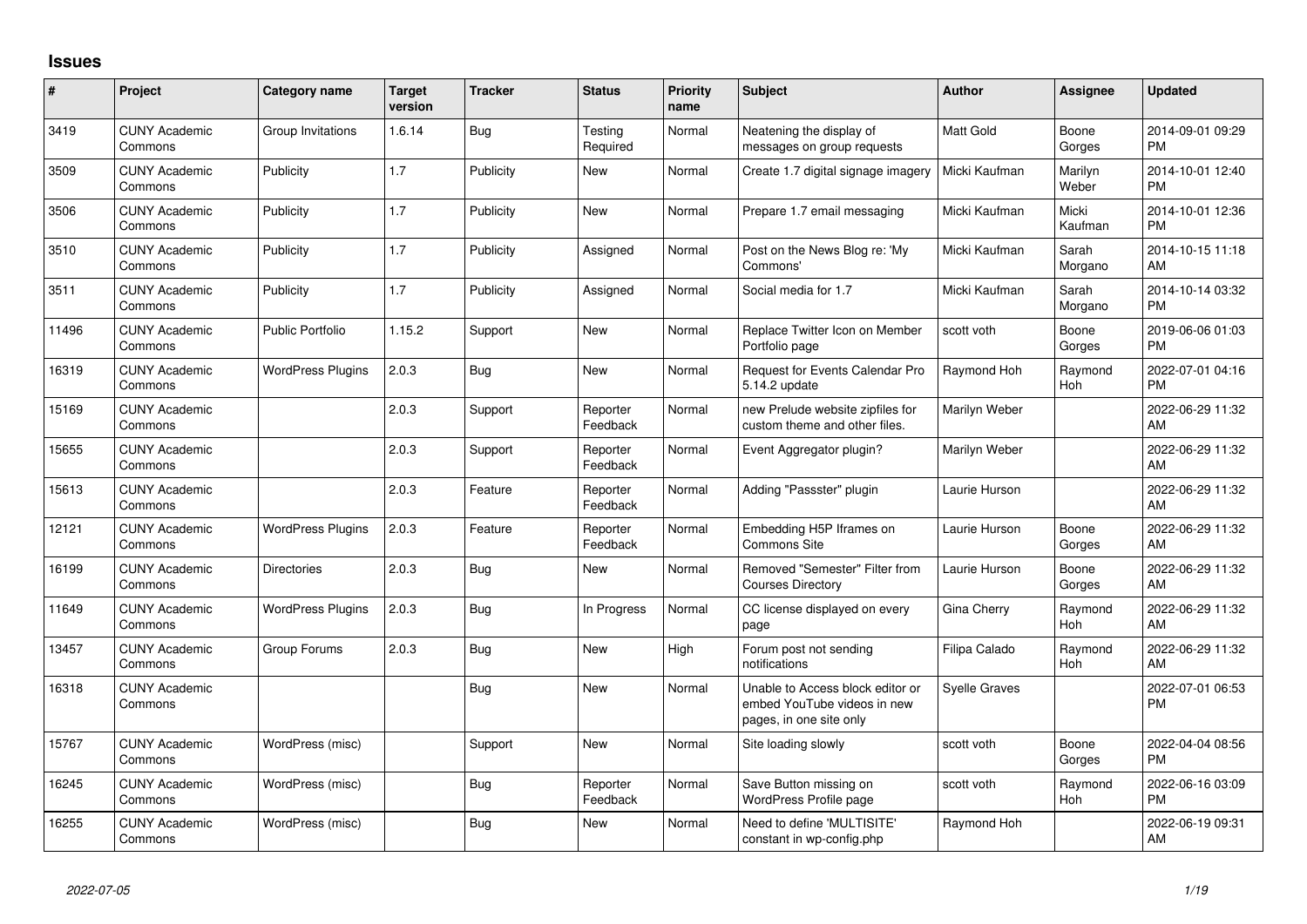## Issues

| # | Project | Category name | Target version | Tracker | Status | Priority name | Subject | Author | Assignee | Updated |
|---|---|---|---|---|---|---|---|---|---|---|
| 3419 | CUNY Academic Commons | Group Invitations | 1.6.14 | Bug | Testing Required | Normal | Neatening the display of messages on group requests | Matt Gold | Boone Gorges | 2014-09-01 09:29 PM |
| 3509 | CUNY Academic Commons | Publicity | 1.7 | Publicity | New | Normal | Create 1.7 digital signage imagery | Micki Kaufman | Marilyn Weber | 2014-10-01 12:40 PM |
| 3506 | CUNY Academic Commons | Publicity | 1.7 | Publicity | New | Normal | Prepare 1.7 email messaging | Micki Kaufman | Micki Kaufman | 2014-10-01 12:36 PM |
| 3510 | CUNY Academic Commons | Publicity | 1.7 | Publicity | Assigned | Normal | Post on the News Blog re: 'My Commons' | Micki Kaufman | Sarah Morgano | 2014-10-15 11:18 AM |
| 3511 | CUNY Academic Commons | Publicity | 1.7 | Publicity | Assigned | Normal | Social media for 1.7 | Micki Kaufman | Sarah Morgano | 2014-10-14 03:32 PM |
| 11496 | CUNY Academic Commons | Public Portfolio | 1.15.2 | Support | New | Normal | Replace Twitter Icon on Member Portfolio page | scott voth | Boone Gorges | 2019-06-06 01:03 PM |
| 16319 | CUNY Academic Commons | WordPress Plugins | 2.0.3 | Bug | New | Normal | Request for Events Calendar Pro 5.14.2 update | Raymond Hoh | Raymond Hoh | 2022-07-01 04:16 PM |
| 15169 | CUNY Academic Commons | | 2.0.3 | Support | Reporter Feedback | Normal | new Prelude website zipfiles for custom theme and other files. | Marilyn Weber | | 2022-06-29 11:32 AM |
| 15655 | CUNY Academic Commons | | 2.0.3 | Support | Reporter Feedback | Normal | Event Aggregator plugin? | Marilyn Weber | | 2022-06-29 11:32 AM |
| 15613 | CUNY Academic Commons | | 2.0.3 | Feature | Reporter Feedback | Normal | Adding "Passster" plugin | Laurie Hurson | | 2022-06-29 11:32 AM |
| 12121 | CUNY Academic Commons | WordPress Plugins | 2.0.3 | Feature | Reporter Feedback | Normal | Embedding H5P Iframes on Commons Site | Laurie Hurson | Boone Gorges | 2022-06-29 11:32 AM |
| 16199 | CUNY Academic Commons | Directories | 2.0.3 | Bug | New | Normal | Removed "Semester" Filter from Courses Directory | Laurie Hurson | Boone Gorges | 2022-06-29 11:32 AM |
| 11649 | CUNY Academic Commons | WordPress Plugins | 2.0.3 | Bug | In Progress | Normal | CC license displayed on every page | Gina Cherry | Raymond Hoh | 2022-06-29 11:32 AM |
| 13457 | CUNY Academic Commons | Group Forums | 2.0.3 | Bug | New | High | Forum post not sending notifications | Filipa Calado | Raymond Hoh | 2022-06-29 11:32 AM |
| 16318 | CUNY Academic Commons | | | Bug | New | Normal | Unable to Access block editor or embed YouTube videos in new pages, in one site only | Syelle Graves | | 2022-07-01 06:53 PM |
| 15767 | CUNY Academic Commons | WordPress (misc) | | Support | New | Normal | Site loading slowly | scott voth | Boone Gorges | 2022-04-04 08:56 PM |
| 16245 | CUNY Academic Commons | WordPress (misc) | | Bug | Reporter Feedback | Normal | Save Button missing on WordPress Profile page | scott voth | Raymond Hoh | 2022-06-16 03:09 PM |
| 16255 | CUNY Academic Commons | WordPress (misc) | | Bug | New | Normal | Need to define 'MULTISITE' constant in wp-config.php | Raymond Hoh | | 2022-06-19 09:31 AM |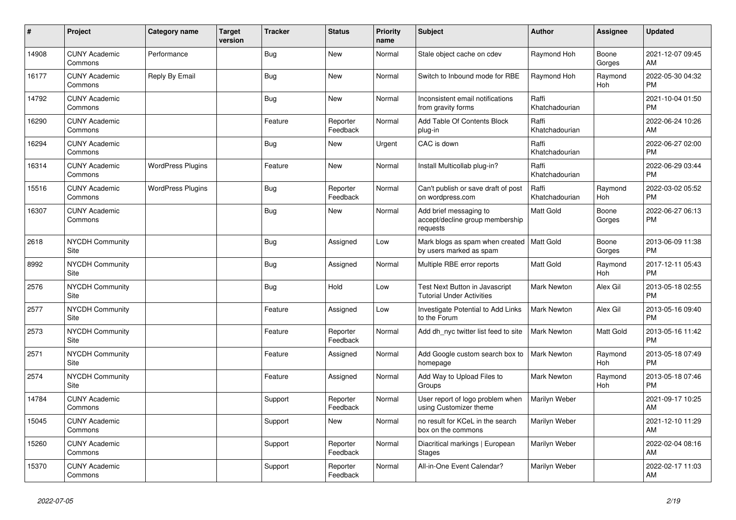| # | Project | Category name | Target version | Tracker | Status | Priority name | Subject | Author | Assignee | Updated |
|---|---|---|---|---|---|---|---|---|---|---|
| 14908 | CUNY Academic Commons | Performance | | Bug | New | Normal | Stale object cache on cdev | Raymond Hoh | Boone Gorges | 2021-12-07 09:45 AM |
| 16177 | CUNY Academic Commons | Reply By Email | | Bug | New | Normal | Switch to Inbound mode for RBE | Raymond Hoh | Raymond Hoh | 2022-05-30 04:32 PM |
| 14792 | CUNY Academic Commons | | | Bug | New | Normal | Inconsistent email notifications from gravity forms | Raffi Khatchadourian | | 2021-10-04 01:50 PM |
| 16290 | CUNY Academic Commons | | | Feature | Reporter Feedback | Normal | Add Table Of Contents Block plug-in | Raffi Khatchadourian | | 2022-06-24 10:26 AM |
| 16294 | CUNY Academic Commons | | | Bug | New | Urgent | CAC is down | Raffi Khatchadourian | | 2022-06-27 02:00 PM |
| 16314 | CUNY Academic Commons | WordPress Plugins | | Feature | New | Normal | Install Multicollab plug-in? | Raffi Khatchadourian | | 2022-06-29 03:44 PM |
| 15516 | CUNY Academic Commons | WordPress Plugins | | Bug | Reporter Feedback | Normal | Can't publish or save draft of post on wordpress.com | Raffi Khatchadourian | Raymond Hoh | 2022-03-02 05:52 PM |
| 16307 | CUNY Academic Commons | | | Bug | New | Normal | Add brief messaging to accept/decline group membership requests | Matt Gold | Boone Gorges | 2022-06-27 06:13 PM |
| 2618 | NYCDH Community Site | | | Bug | Assigned | Low | Mark blogs as spam when created by users marked as spam | Matt Gold | Boone Gorges | 2013-06-09 11:38 PM |
| 8992 | NYCDH Community Site | | | Bug | Assigned | Normal | Multiple RBE error reports | Matt Gold | Raymond Hoh | 2017-12-11 05:43 PM |
| 2576 | NYCDH Community Site | | | Bug | Hold | Low | Test Next Button in Javascript Tutorial Under Activities | Mark Newton | Alex Gil | 2013-05-18 02:55 PM |
| 2577 | NYCDH Community Site | | | Feature | Assigned | Low | Investigate Potential to Add Links to the Forum | Mark Newton | Alex Gil | 2013-05-16 09:40 PM |
| 2573 | NYCDH Community Site | | | Feature | Reporter Feedback | Normal | Add dh_nyc twitter list feed to site | Mark Newton | Matt Gold | 2013-05-16 11:42 PM |
| 2571 | NYCDH Community Site | | | Feature | Assigned | Normal | Add Google custom search box to homepage | Mark Newton | Raymond Hoh | 2013-05-18 07:49 PM |
| 2574 | NYCDH Community Site | | | Feature | Assigned | Normal | Add Way to Upload Files to Groups | Mark Newton | Raymond Hoh | 2013-05-18 07:46 PM |
| 14784 | CUNY Academic Commons | | | Support | Reporter Feedback | Normal | User report of logo problem when using Customizer theme | Marilyn Weber | | 2021-09-17 10:25 AM |
| 15045 | CUNY Academic Commons | | | Support | New | Normal | no result for KCeL in the search box on the commons | Marilyn Weber | | 2021-12-10 11:29 AM |
| 15260 | CUNY Academic Commons | | | Support | Reporter Feedback | Normal | Diacritical markings \| European Stages | Marilyn Weber | | 2022-02-04 08:16 AM |
| 15370 | CUNY Academic Commons | | | Support | Reporter Feedback | Normal | All-in-One Event Calendar? | Marilyn Weber | | 2022-02-17 11:03 AM |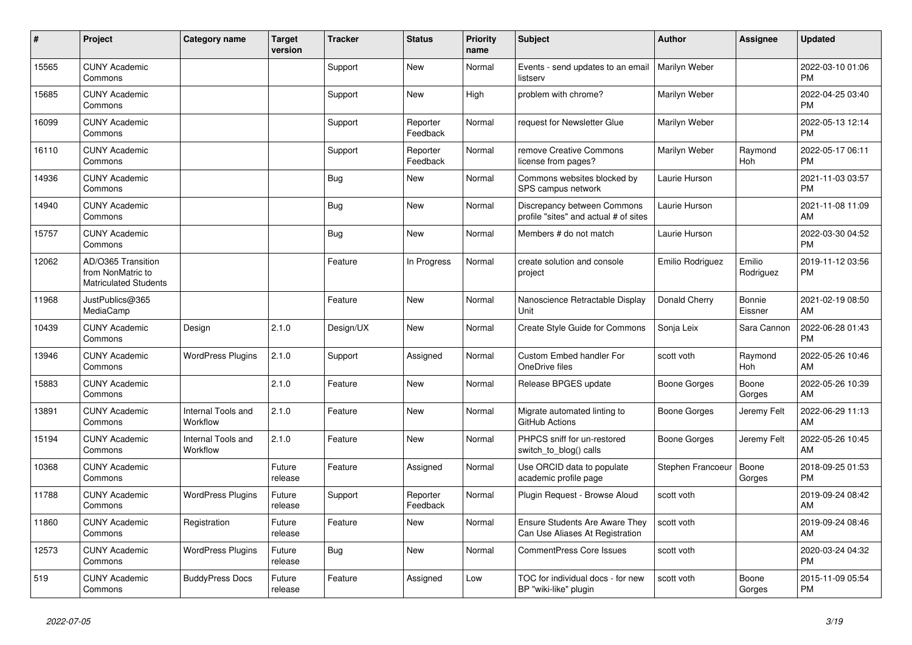| # | Project | Category name | Target version | Tracker | Status | Priority name | Subject | Author | Assignee | Updated |
|---|---|---|---|---|---|---|---|---|---|---|
| 15565 | CUNY Academic Commons | | | Support | New | Normal | Events - send updates to an email listserv | Marilyn Weber | | 2022-03-10 01:06 PM |
| 15685 | CUNY Academic Commons | | | Support | New | High | problem with chrome? | Marilyn Weber | | 2022-04-25 03:40 PM |
| 16099 | CUNY Academic Commons | | | Support | Reporter Feedback | Normal | request for Newsletter Glue | Marilyn Weber | | 2022-05-13 12:14 PM |
| 16110 | CUNY Academic Commons | | | Support | Reporter Feedback | Normal | remove Creative Commons license from pages? | Marilyn Weber | Raymond Hoh | 2022-05-17 06:11 PM |
| 14936 | CUNY Academic Commons | | | Bug | New | Normal | Commons websites blocked by SPS campus network | Laurie Hurson | | 2021-11-03 03:57 PM |
| 14940 | CUNY Academic Commons | | | Bug | New | Normal | Discrepancy between Commons profile "sites" and actual # of sites | Laurie Hurson | | 2021-11-08 11:09 AM |
| 15757 | CUNY Academic Commons | | | Bug | New | Normal | Members # do not match | Laurie Hurson | | 2022-03-30 04:52 PM |
| 12062 | AD/O365 Transition from NonMatric to Matriculated Students | | | Feature | In Progress | Normal | create solution and console project | Emilio Rodriguez | Emilio Rodriguez | 2019-11-12 03:56 PM |
| 11968 | JustPublics@365 MediaCamp | | | Feature | New | Normal | Nanoscience Retractable Display Unit | Donald Cherry | Bonnie Eissner | 2021-02-19 08:50 AM |
| 10439 | CUNY Academic Commons | Design | 2.1.0 | Design/UX | New | Normal | Create Style Guide for Commons | Sonja Leix | Sara Cannon | 2022-06-28 01:43 PM |
| 13946 | CUNY Academic Commons | WordPress Plugins | 2.1.0 | Support | Assigned | Normal | Custom Embed handler For OneDrive files | scott voth | Raymond Hoh | 2022-05-26 10:46 AM |
| 15883 | CUNY Academic Commons | | 2.1.0 | Feature | New | Normal | Release BPGES update | Boone Gorges | Boone Gorges | 2022-05-26 10:39 AM |
| 13891 | CUNY Academic Commons | Internal Tools and Workflow | 2.1.0 | Feature | New | Normal | Migrate automated linting to GitHub Actions | Boone Gorges | Jeremy Felt | 2022-06-29 11:13 AM |
| 15194 | CUNY Academic Commons | Internal Tools and Workflow | 2.1.0 | Feature | New | Normal | PHPCS sniff for un-restored switch_to_blog() calls | Boone Gorges | Jeremy Felt | 2022-05-26 10:45 AM |
| 10368 | CUNY Academic Commons | | Future release | Feature | Assigned | Normal | Use ORCID data to populate academic profile page | Stephen Francoeur | Boone Gorges | 2018-09-25 01:53 PM |
| 11788 | CUNY Academic Commons | WordPress Plugins | Future release | Support | Reporter Feedback | Normal | Plugin Request - Browse Aloud | scott voth | | 2019-09-24 08:42 AM |
| 11860 | CUNY Academic Commons | Registration | Future release | Feature | New | Normal | Ensure Students Are Aware They Can Use Aliases At Registration | scott voth | | 2019-09-24 08:46 AM |
| 12573 | CUNY Academic Commons | WordPress Plugins | Future release | Bug | New | Normal | CommentPress Core Issues | scott voth | | 2020-03-24 04:32 PM |
| 519 | CUNY Academic Commons | BuddyPress Docs | Future release | Feature | Assigned | Low | TOC for individual docs - for new BP "wiki-like" plugin | scott voth | Boone Gorges | 2015-11-09 05:54 PM |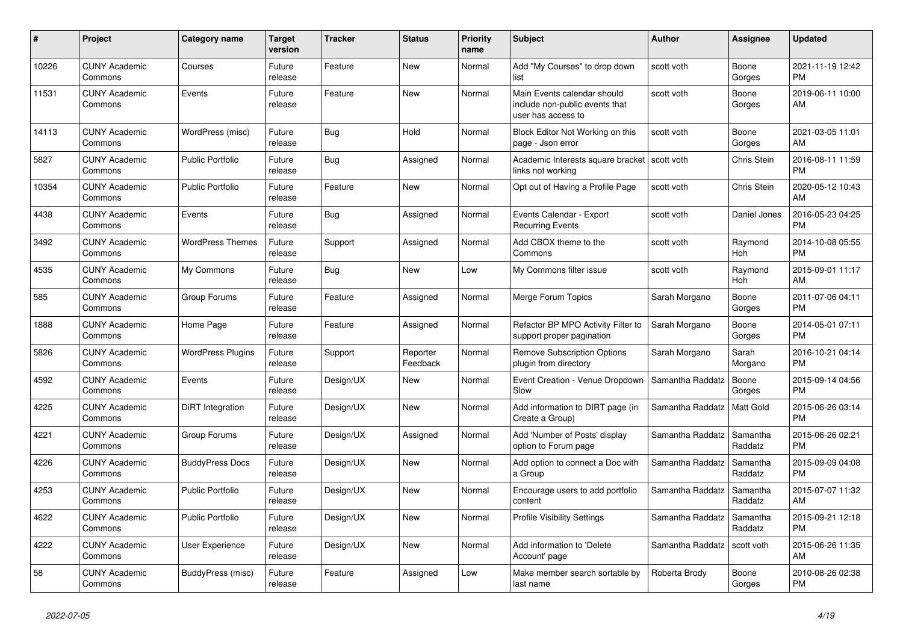| # | Project | Category name | Target version | Tracker | Status | Priority name | Subject | Author | Assignee | Updated |
|---|---|---|---|---|---|---|---|---|---|---|
| 10226 | CUNY Academic Commons | Courses | Future release | Feature | New | Normal | Add "My Courses" to drop down list | scott voth | Boone Gorges | 2021-11-19 12:42 PM |
| 11531 | CUNY Academic Commons | Events | Future release | Feature | New | Normal | Main Events calendar should include non-public events that user has access to | scott voth | Boone Gorges | 2019-06-11 10:00 AM |
| 14113 | CUNY Academic Commons | WordPress (misc) | Future release | Bug | Hold | Normal | Block Editor Not Working on this page - Json error | scott voth | Boone Gorges | 2021-03-05 11:01 AM |
| 5827 | CUNY Academic Commons | Public Portfolio | Future release | Bug | Assigned | Normal | Academic Interests square bracket links not working | scott voth | Chris Stein | 2016-08-11 11:59 PM |
| 10354 | CUNY Academic Commons | Public Portfolio | Future release | Feature | New | Normal | Opt out of Having a Profile Page | scott voth | Chris Stein | 2020-05-12 10:43 AM |
| 4438 | CUNY Academic Commons | Events | Future release | Bug | Assigned | Normal | Events Calendar - Export Recurring Events | scott voth | Daniel Jones | 2016-05-23 04:25 PM |
| 3492 | CUNY Academic Commons | WordPress Themes | Future release | Support | Assigned | Normal | Add CBOX theme to the Commons | scott voth | Raymond Hoh | 2014-10-08 05:55 PM |
| 4535 | CUNY Academic Commons | My Commons | Future release | Bug | New | Low | My Commons filter issue | scott voth | Raymond Hoh | 2015-09-01 11:17 AM |
| 585 | CUNY Academic Commons | Group Forums | Future release | Feature | Assigned | Normal | Merge Forum Topics | Sarah Morgano | Boone Gorges | 2011-07-06 04:11 PM |
| 1888 | CUNY Academic Commons | Home Page | Future release | Feature | Assigned | Normal | Refactor BP MPO Activity Filter to support proper pagination | Sarah Morgano | Boone Gorges | 2014-05-01 07:11 PM |
| 5826 | CUNY Academic Commons | WordPress Plugins | Future release | Support | Reporter Feedback | Normal | Remove Subscription Options plugin from directory | Sarah Morgano | Sarah Morgano | 2016-10-21 04:14 PM |
| 4592 | CUNY Academic Commons | Events | Future release | Design/UX | New | Normal | Event Creation - Venue Dropdown Slow | Samantha Raddatz | Boone Gorges | 2015-09-14 04:56 PM |
| 4225 | CUNY Academic Commons | DiRT Integration | Future release | Design/UX | New | Normal | Add information to DIRT page (in Create a Group) | Samantha Raddatz | Matt Gold | 2015-06-26 03:14 PM |
| 4221 | CUNY Academic Commons | Group Forums | Future release | Design/UX | Assigned | Normal | Add 'Number of Posts' display option to Forum page | Samantha Raddatz | Samantha Raddatz | 2015-06-26 02:21 PM |
| 4226 | CUNY Academic Commons | BuddyPress Docs | Future release | Design/UX | New | Normal | Add option to connect a Doc with a Group | Samantha Raddatz | Samantha Raddatz | 2015-09-09 04:08 PM |
| 4253 | CUNY Academic Commons | Public Portfolio | Future release | Design/UX | New | Normal | Encourage users to add portfolio content | Samantha Raddatz | Samantha Raddatz | 2015-07-07 11:32 AM |
| 4622 | CUNY Academic Commons | Public Portfolio | Future release | Design/UX | New | Normal | Profile Visibility Settings | Samantha Raddatz | Samantha Raddatz | 2015-09-21 12:18 PM |
| 4222 | CUNY Academic Commons | User Experience | Future release | Design/UX | New | Normal | Add information to 'Delete Account' page | Samantha Raddatz | scott voth | 2015-06-26 11:35 AM |
| 58 | CUNY Academic Commons | BuddyPress (misc) | Future release | Feature | Assigned | Low | Make member search sortable by last name | Roberta Brody | Boone Gorges | 2010-08-26 02:38 PM |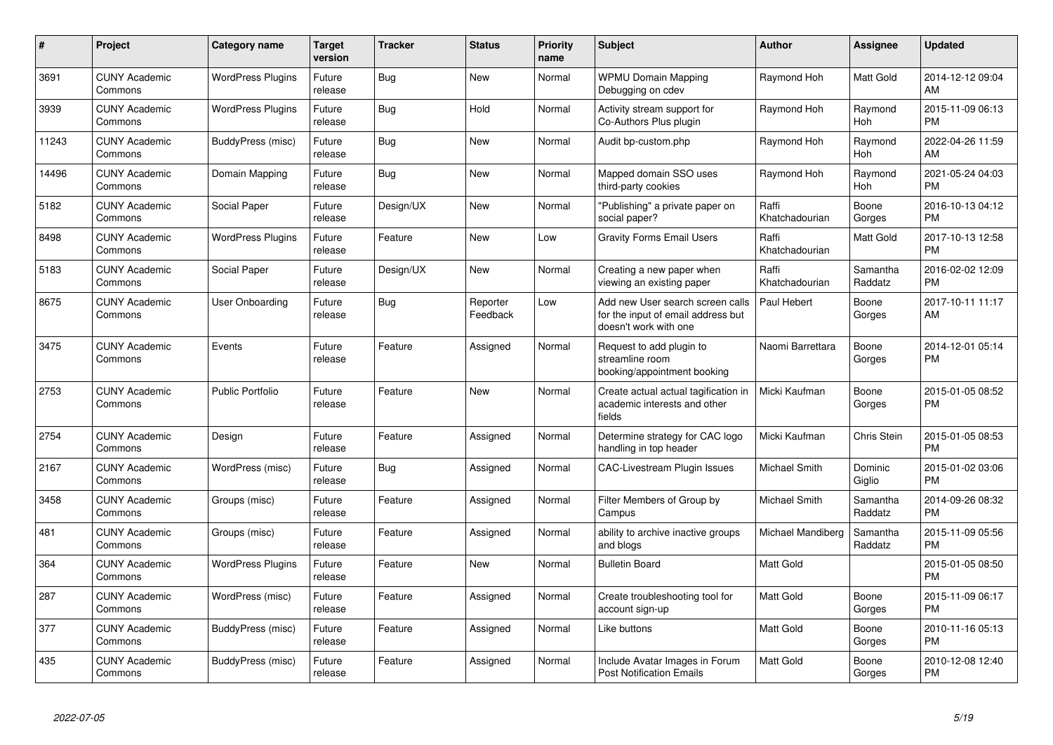| # | Project | Category name | Target version | Tracker | Status | Priority name | Subject | Author | Assignee | Updated |
|---|---|---|---|---|---|---|---|---|---|---|
| 3691 | CUNY Academic Commons | WordPress Plugins | Future release | Bug | New | Normal | WPMU Domain Mapping Debugging on cdev | Raymond Hoh | Matt Gold | 2014-12-12 09:04 AM |
| 3939 | CUNY Academic Commons | WordPress Plugins | Future release | Bug | Hold | Normal | Activity stream support for Co-Authors Plus plugin | Raymond Hoh | Raymond Hoh | 2015-11-09 06:13 PM |
| 11243 | CUNY Academic Commons | BuddyPress (misc) | Future release | Bug | New | Normal | Audit bp-custom.php | Raymond Hoh | Raymond Hoh | 2022-04-26 11:59 AM |
| 14496 | CUNY Academic Commons | Domain Mapping | Future release | Bug | New | Normal | Mapped domain SSO uses third-party cookies | Raymond Hoh | Raymond Hoh | 2021-05-24 04:03 PM |
| 5182 | CUNY Academic Commons | Social Paper | Future release | Design/UX | New | Normal | "Publishing" a private paper on social paper? | Raffi Khatchadourian | Boone Gorges | 2016-10-13 04:12 PM |
| 8498 | CUNY Academic Commons | WordPress Plugins | Future release | Feature | New | Low | Gravity Forms Email Users | Raffi Khatchadourian | Matt Gold | 2017-10-13 12:58 PM |
| 5183 | CUNY Academic Commons | Social Paper | Future release | Design/UX | New | Normal | Creating a new paper when viewing an existing paper | Raffi Khatchadourian | Samantha Raddatz | 2016-02-02 12:09 PM |
| 8675 | CUNY Academic Commons | User Onboarding | Future release | Bug | Reporter Feedback | Low | Add new User search screen calls for the input of email address but doesn't work with one | Paul Hebert | Boone Gorges | 2017-10-11 11:17 AM |
| 3475 | CUNY Academic Commons | Events | Future release | Feature | Assigned | Normal | Request to add plugin to streamline room booking/appointment booking | Naomi Barrettara | Boone Gorges | 2014-12-01 05:14 PM |
| 2753 | CUNY Academic Commons | Public Portfolio | Future release | Feature | New | Normal | Create actual actual tagification in academic interests and other fields | Micki Kaufman | Boone Gorges | 2015-01-05 08:52 PM |
| 2754 | CUNY Academic Commons | Design | Future release | Feature | Assigned | Normal | Determine strategy for CAC logo handling in top header | Micki Kaufman | Chris Stein | 2015-01-05 08:53 PM |
| 2167 | CUNY Academic Commons | WordPress (misc) | Future release | Bug | Assigned | Normal | CAC-Livestream Plugin Issues | Michael Smith | Dominic Giglio | 2015-01-02 03:06 PM |
| 3458 | CUNY Academic Commons | Groups (misc) | Future release | Feature | Assigned | Normal | Filter Members of Group by Campus | Michael Smith | Samantha Raddatz | 2014-09-26 08:32 PM |
| 481 | CUNY Academic Commons | Groups (misc) | Future release | Feature | Assigned | Normal | ability to archive inactive groups and blogs | Michael Mandiberg | Samantha Raddatz | 2015-11-09 05:56 PM |
| 364 | CUNY Academic Commons | WordPress Plugins | Future release | Feature | New | Normal | Bulletin Board | Matt Gold | | 2015-01-05 08:50 PM |
| 287 | CUNY Academic Commons | WordPress (misc) | Future release | Feature | Assigned | Normal | Create troubleshooting tool for account sign-up | Matt Gold | Boone Gorges | 2015-11-09 06:17 PM |
| 377 | CUNY Academic Commons | BuddyPress (misc) | Future release | Feature | Assigned | Normal | Like buttons | Matt Gold | Boone Gorges | 2010-11-16 05:13 PM |
| 435 | CUNY Academic Commons | BuddyPress (misc) | Future release | Feature | Assigned | Normal | Include Avatar Images in Forum Post Notification Emails | Matt Gold | Boone Gorges | 2010-12-08 12:40 PM |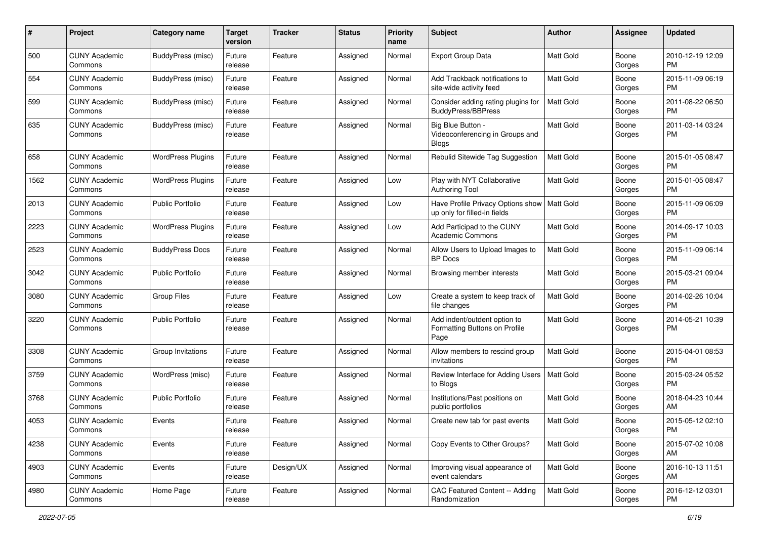| # | Project | Category name | Target version | Tracker | Status | Priority name | Subject | Author | Assignee | Updated |
|---|---|---|---|---|---|---|---|---|---|---|
| 500 | CUNY Academic Commons | BuddyPress (misc) | Future release | Feature | Assigned | Normal | Export Group Data | Matt Gold | Boone Gorges | 2010-12-19 12:09 PM |
| 554 | CUNY Academic Commons | BuddyPress (misc) | Future release | Feature | Assigned | Normal | Add Trackback notifications to site-wide activity feed | Matt Gold | Boone Gorges | 2015-11-09 06:19 PM |
| 599 | CUNY Academic Commons | BuddyPress (misc) | Future release | Feature | Assigned | Normal | Consider adding rating plugins for BuddyPress/BBPress | Matt Gold | Boone Gorges | 2011-08-22 06:50 PM |
| 635 | CUNY Academic Commons | BuddyPress (misc) | Future release | Feature | Assigned | Normal | Big Blue Button - Videoconferencing in Groups and Blogs | Matt Gold | Boone Gorges | 2011-03-14 03:24 PM |
| 658 | CUNY Academic Commons | WordPress Plugins | Future release | Feature | Assigned | Normal | Rebulid Sitewide Tag Suggestion | Matt Gold | Boone Gorges | 2015-01-05 08:47 PM |
| 1562 | CUNY Academic Commons | WordPress Plugins | Future release | Feature | Assigned | Low | Play with NYT Collaborative Authoring Tool | Matt Gold | Boone Gorges | 2015-01-05 08:47 PM |
| 2013 | CUNY Academic Commons | Public Portfolio | Future release | Feature | Assigned | Low | Have Profile Privacy Options show up only for filled-in fields | Matt Gold | Boone Gorges | 2015-11-09 06:09 PM |
| 2223 | CUNY Academic Commons | WordPress Plugins | Future release | Feature | Assigned | Low | Add Participad to the CUNY Academic Commons | Matt Gold | Boone Gorges | 2014-09-17 10:03 PM |
| 2523 | CUNY Academic Commons | BuddyPress Docs | Future release | Feature | Assigned | Normal | Allow Users to Upload Images to BP Docs | Matt Gold | Boone Gorges | 2015-11-09 06:14 PM |
| 3042 | CUNY Academic Commons | Public Portfolio | Future release | Feature | Assigned | Normal | Browsing member interests | Matt Gold | Boone Gorges | 2015-03-21 09:04 PM |
| 3080 | CUNY Academic Commons | Group Files | Future release | Feature | Assigned | Low | Create a system to keep track of file changes | Matt Gold | Boone Gorges | 2014-02-26 10:04 PM |
| 3220 | CUNY Academic Commons | Public Portfolio | Future release | Feature | Assigned | Normal | Add indent/outdent option to Formatting Buttons on Profile Page | Matt Gold | Boone Gorges | 2014-05-21 10:39 PM |
| 3308 | CUNY Academic Commons | Group Invitations | Future release | Feature | Assigned | Normal | Allow members to rescind group invitations | Matt Gold | Boone Gorges | 2015-04-01 08:53 PM |
| 3759 | CUNY Academic Commons | WordPress (misc) | Future release | Feature | Assigned | Normal | Review Interface for Adding Users to Blogs | Matt Gold | Boone Gorges | 2015-03-24 05:52 PM |
| 3768 | CUNY Academic Commons | Public Portfolio | Future release | Feature | Assigned | Normal | Institutions/Past positions on public portfolios | Matt Gold | Boone Gorges | 2018-04-23 10:44 AM |
| 4053 | CUNY Academic Commons | Events | Future release | Feature | Assigned | Normal | Create new tab for past events | Matt Gold | Boone Gorges | 2015-05-12 02:10 PM |
| 4238 | CUNY Academic Commons | Events | Future release | Feature | Assigned | Normal | Copy Events to Other Groups? | Matt Gold | Boone Gorges | 2015-07-02 10:08 AM |
| 4903 | CUNY Academic Commons | Events | Future release | Design/UX | Assigned | Normal | Improving visual appearance of event calendars | Matt Gold | Boone Gorges | 2016-10-13 11:51 AM |
| 4980 | CUNY Academic Commons | Home Page | Future release | Feature | Assigned | Normal | CAC Featured Content -- Adding Randomization | Matt Gold | Boone Gorges | 2016-12-12 03:01 PM |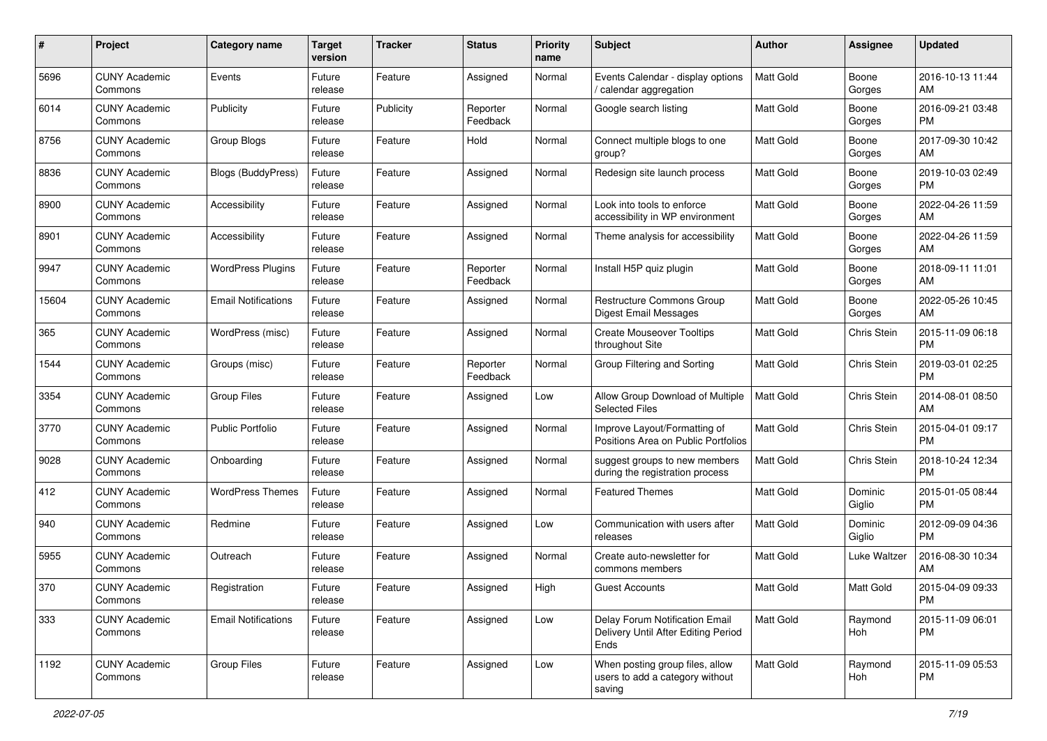| # | Project | Category name | Target version | Tracker | Status | Priority name | Subject | Author | Assignee | Updated |
|---|---|---|---|---|---|---|---|---|---|---|
| 5696 | CUNY Academic Commons | Events | Future release | Feature | Assigned | Normal | Events Calendar - display options / calendar aggregation | Matt Gold | Boone Gorges | 2016-10-13 11:44 AM |
| 6014 | CUNY Academic Commons | Publicity | Future release | Publicity | Reporter Feedback | Normal | Google search listing | Matt Gold | Boone Gorges | 2016-09-21 03:48 PM |
| 8756 | CUNY Academic Commons | Group Blogs | Future release | Feature | Hold | Normal | Connect multiple blogs to one group? | Matt Gold | Boone Gorges | 2017-09-30 10:42 AM |
| 8836 | CUNY Academic Commons | Blogs (BuddyPress) | Future release | Feature | Assigned | Normal | Redesign site launch process | Matt Gold | Boone Gorges | 2019-10-03 02:49 PM |
| 8900 | CUNY Academic Commons | Accessibility | Future release | Feature | Assigned | Normal | Look into tools to enforce accessibility in WP environment | Matt Gold | Boone Gorges | 2022-04-26 11:59 AM |
| 8901 | CUNY Academic Commons | Accessibility | Future release | Feature | Assigned | Normal | Theme analysis for accessibility | Matt Gold | Boone Gorges | 2022-04-26 11:59 AM |
| 9947 | CUNY Academic Commons | WordPress Plugins | Future release | Feature | Reporter Feedback | Normal | Install H5P quiz plugin | Matt Gold | Boone Gorges | 2018-09-11 11:01 AM |
| 15604 | CUNY Academic Commons | Email Notifications | Future release | Feature | Assigned | Normal | Restructure Commons Group Digest Email Messages | Matt Gold | Boone Gorges | 2022-05-26 10:45 AM |
| 365 | CUNY Academic Commons | WordPress (misc) | Future release | Feature | Assigned | Normal | Create Mouseover Tooltips throughout Site | Matt Gold | Chris Stein | 2015-11-09 06:18 PM |
| 1544 | CUNY Academic Commons | Groups (misc) | Future release | Feature | Reporter Feedback | Normal | Group Filtering and Sorting | Matt Gold | Chris Stein | 2019-03-01 02:25 PM |
| 3354 | CUNY Academic Commons | Group Files | Future release | Feature | Assigned | Low | Allow Group Download of Multiple Selected Files | Matt Gold | Chris Stein | 2014-08-01 08:50 AM |
| 3770 | CUNY Academic Commons | Public Portfolio | Future release | Feature | Assigned | Normal | Improve Layout/Formatting of Positions Area on Public Portfolios | Matt Gold | Chris Stein | 2015-04-01 09:17 PM |
| 9028 | CUNY Academic Commons | Onboarding | Future release | Feature | Assigned | Normal | suggest groups to new members during the registration process | Matt Gold | Chris Stein | 2018-10-24 12:34 PM |
| 412 | CUNY Academic Commons | WordPress Themes | Future release | Feature | Assigned | Normal | Featured Themes | Matt Gold | Dominic Giglio | 2015-01-05 08:44 PM |
| 940 | CUNY Academic Commons | Redmine | Future release | Feature | Assigned | Low | Communication with users after releases | Matt Gold | Dominic Giglio | 2012-09-09 04:36 PM |
| 5955 | CUNY Academic Commons | Outreach | Future release | Feature | Assigned | Normal | Create auto-newsletter for commons members | Matt Gold | Luke Waltzer | 2016-08-30 10:34 AM |
| 370 | CUNY Academic Commons | Registration | Future release | Feature | Assigned | High | Guest Accounts | Matt Gold | Matt Gold | 2015-04-09 09:33 PM |
| 333 | CUNY Academic Commons | Email Notifications | Future release | Feature | Assigned | Low | Delay Forum Notification Email Delivery Until After Editing Period Ends | Matt Gold | Raymond Hoh | 2015-11-09 06:01 PM |
| 1192 | CUNY Academic Commons | Group Files | Future release | Feature | Assigned | Low | When posting group files, allow users to add a category without saving | Matt Gold | Raymond Hoh | 2015-11-09 05:53 PM |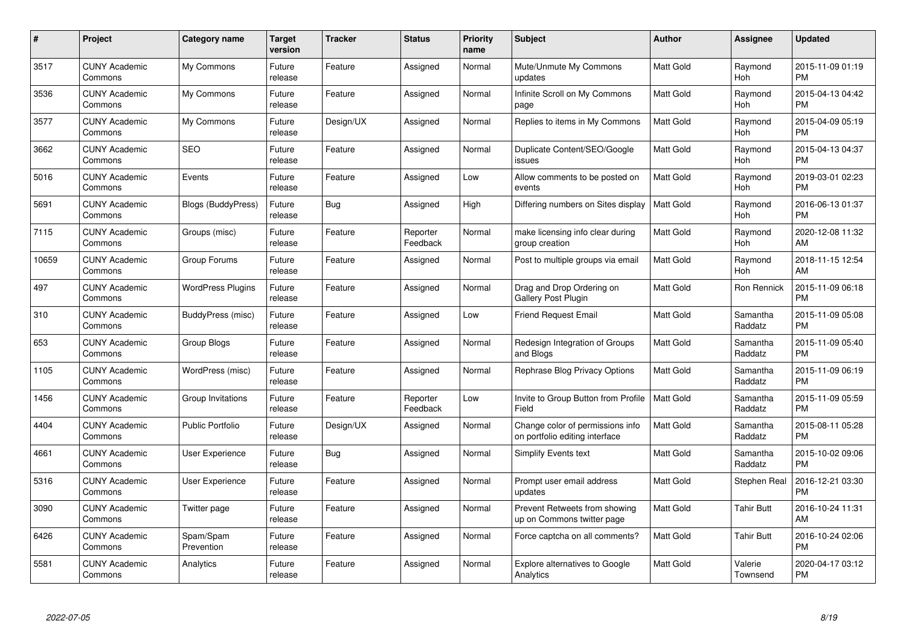| # | Project | Category name | Target version | Tracker | Status | Priority name | Subject | Author | Assignee | Updated |
|---|---|---|---|---|---|---|---|---|---|---|
| 3517 | CUNY Academic Commons | My Commons | Future release | Feature | Assigned | Normal | Mute/Unmute My Commons updates | Matt Gold | Raymond Hoh | 2015-11-09 01:19 PM |
| 3536 | CUNY Academic Commons | My Commons | Future release | Feature | Assigned | Normal | Infinite Scroll on My Commons page | Matt Gold | Raymond Hoh | 2015-04-13 04:42 PM |
| 3577 | CUNY Academic Commons | My Commons | Future release | Design/UX | Assigned | Normal | Replies to items in My Commons | Matt Gold | Raymond Hoh | 2015-04-09 05:19 PM |
| 3662 | CUNY Academic Commons | SEO | Future release | Feature | Assigned | Normal | Duplicate Content/SEO/Google issues | Matt Gold | Raymond Hoh | 2015-04-13 04:37 PM |
| 5016 | CUNY Academic Commons | Events | Future release | Feature | Assigned | Low | Allow comments to be posted on events | Matt Gold | Raymond Hoh | 2019-03-01 02:23 PM |
| 5691 | CUNY Academic Commons | Blogs (BuddyPress) | Future release | Bug | Assigned | High | Differing numbers on Sites display | Matt Gold | Raymond Hoh | 2016-06-13 01:37 PM |
| 7115 | CUNY Academic Commons | Groups (misc) | Future release | Feature | Reporter Feedback | Normal | make licensing info clear during group creation | Matt Gold | Raymond Hoh | 2020-12-08 11:32 AM |
| 10659 | CUNY Academic Commons | Group Forums | Future release | Feature | Assigned | Normal | Post to multiple groups via email | Matt Gold | Raymond Hoh | 2018-11-15 12:54 AM |
| 497 | CUNY Academic Commons | WordPress Plugins | Future release | Feature | Assigned | Normal | Drag and Drop Ordering on Gallery Post Plugin | Matt Gold | Ron Rennick | 2015-11-09 06:18 PM |
| 310 | CUNY Academic Commons | BuddyPress (misc) | Future release | Feature | Assigned | Low | Friend Request Email | Matt Gold | Samantha Raddatz | 2015-11-09 05:08 PM |
| 653 | CUNY Academic Commons | Group Blogs | Future release | Feature | Assigned | Normal | Redesign Integration of Groups and Blogs | Matt Gold | Samantha Raddatz | 2015-11-09 05:40 PM |
| 1105 | CUNY Academic Commons | WordPress (misc) | Future release | Feature | Assigned | Normal | Rephrase Blog Privacy Options | Matt Gold | Samantha Raddatz | 2015-11-09 06:19 PM |
| 1456 | CUNY Academic Commons | Group Invitations | Future release | Feature | Reporter Feedback | Low | Invite to Group Button from Profile Field | Matt Gold | Samantha Raddatz | 2015-11-09 05:59 PM |
| 4404 | CUNY Academic Commons | Public Portfolio | Future release | Design/UX | Assigned | Normal | Change color of permissions info on portfolio editing interface | Matt Gold | Samantha Raddatz | 2015-08-11 05:28 PM |
| 4661 | CUNY Academic Commons | User Experience | Future release | Bug | Assigned | Normal | Simplify Events text | Matt Gold | Samantha Raddatz | 2015-10-02 09:06 PM |
| 5316 | CUNY Academic Commons | User Experience | Future release | Feature | Assigned | Normal | Prompt user email address updates | Matt Gold | Stephen Real | 2016-12-21 03:30 PM |
| 3090 | CUNY Academic Commons | Twitter page | Future release | Feature | Assigned | Normal | Prevent Retweets from showing up on Commons twitter page | Matt Gold | Tahir Butt | 2016-10-24 11:31 AM |
| 6426 | CUNY Academic Commons | Spam/Spam Prevention | Future release | Feature | Assigned | Normal | Force captcha on all comments? | Matt Gold | Tahir Butt | 2016-10-24 02:06 PM |
| 5581 | CUNY Academic Commons | Analytics | Future release | Feature | Assigned | Normal | Explore alternatives to Google Analytics | Matt Gold | Valerie Townsend | 2020-04-17 03:12 PM |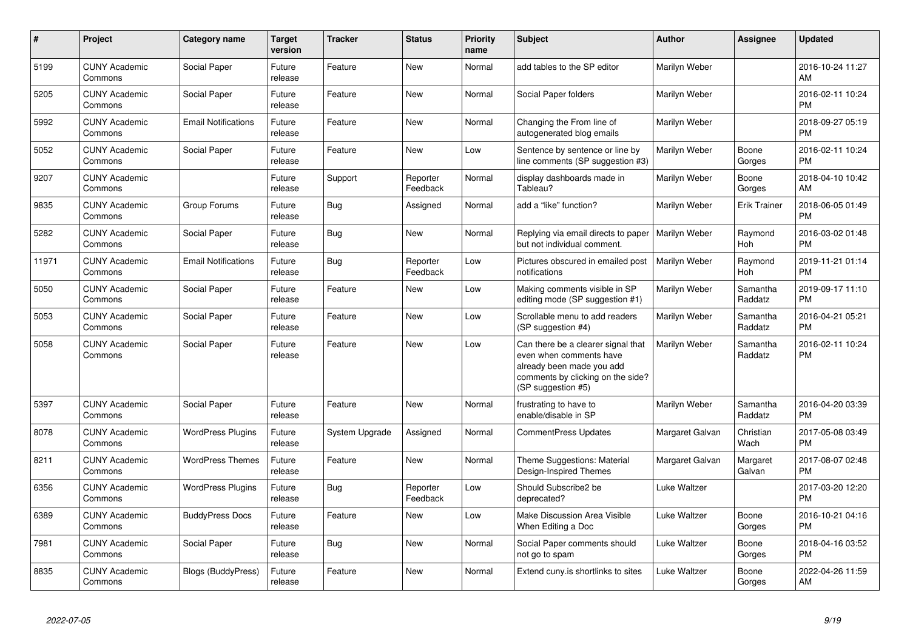| # | Project | Category name | Target version | Tracker | Status | Priority name | Subject | Author | Assignee | Updated |
|---|---|---|---|---|---|---|---|---|---|---|
| 5199 | CUNY Academic Commons | Social Paper | Future release | Feature | New | Normal | add tables to the SP editor | Marilyn Weber | | 2016-10-24 11:27 AM |
| 5205 | CUNY Academic Commons | Social Paper | Future release | Feature | New | Normal | Social Paper folders | Marilyn Weber | | 2016-02-11 10:24 PM |
| 5992 | CUNY Academic Commons | Email Notifications | Future release | Feature | New | Normal | Changing the From line of autogenerated blog emails | Marilyn Weber | | 2018-09-27 05:19 PM |
| 5052 | CUNY Academic Commons | Social Paper | Future release | Feature | New | Low | Sentence by sentence or line by line comments (SP suggestion #3) | Marilyn Weber | Boone Gorges | 2016-02-11 10:24 PM |
| 9207 | CUNY Academic Commons | | Future release | Support | Reporter Feedback | Normal | display dashboards made in Tableau? | Marilyn Weber | Boone Gorges | 2018-04-10 10:42 AM |
| 9835 | CUNY Academic Commons | Group Forums | Future release | Bug | Assigned | Normal | add a "like" function? | Marilyn Weber | Erik Trainer | 2018-06-05 01:49 PM |
| 5282 | CUNY Academic Commons | Social Paper | Future release | Bug | New | Normal | Replying via email directs to paper but not individual comment. | Marilyn Weber | Raymond Hoh | 2016-03-02 01:48 PM |
| 11971 | CUNY Academic Commons | Email Notifications | Future release | Bug | Reporter Feedback | Low | Pictures obscured in emailed post notifications | Marilyn Weber | Raymond Hoh | 2019-11-21 01:14 PM |
| 5050 | CUNY Academic Commons | Social Paper | Future release | Feature | New | Low | Making comments visible in SP editing mode (SP suggestion #1) | Marilyn Weber | Samantha Raddatz | 2019-09-17 11:10 PM |
| 5053 | CUNY Academic Commons | Social Paper | Future release | Feature | New | Low | Scrollable menu to add readers (SP suggestion #4) | Marilyn Weber | Samantha Raddatz | 2016-04-21 05:21 PM |
| 5058 | CUNY Academic Commons | Social Paper | Future release | Feature | New | Low | Can there be a clearer signal that even when comments have already been made you add comments by clicking on the side? (SP suggestion #5) | Marilyn Weber | Samantha Raddatz | 2016-02-11 10:24 PM |
| 5397 | CUNY Academic Commons | Social Paper | Future release | Feature | New | Normal | frustrating to have to enable/disable in SP | Marilyn Weber | Samantha Raddatz | 2016-04-20 03:39 PM |
| 8078 | CUNY Academic Commons | WordPress Plugins | Future release | System Upgrade | Assigned | Normal | CommentPress Updates | Margaret Galvan | Christian Wach | 2017-05-08 03:49 PM |
| 8211 | CUNY Academic Commons | WordPress Themes | Future release | Feature | New | Normal | Theme Suggestions: Material Design-Inspired Themes | Margaret Galvan | Margaret Galvan | 2017-08-07 02:48 PM |
| 6356 | CUNY Academic Commons | WordPress Plugins | Future release | Bug | Reporter Feedback | Low | Should Subscribe2 be deprecated? | Luke Waltzer | | 2017-03-20 12:20 PM |
| 6389 | CUNY Academic Commons | BuddyPress Docs | Future release | Feature | New | Low | Make Discussion Area Visible When Editing a Doc | Luke Waltzer | Boone Gorges | 2016-10-21 04:16 PM |
| 7981 | CUNY Academic Commons | Social Paper | Future release | Bug | New | Normal | Social Paper comments should not go to spam | Luke Waltzer | Boone Gorges | 2018-04-16 03:52 PM |
| 8835 | CUNY Academic Commons | Blogs (BuddyPress) | Future release | Feature | New | Normal | Extend cuny.is shortlinks to sites | Luke Waltzer | Boone Gorges | 2022-04-26 11:59 AM |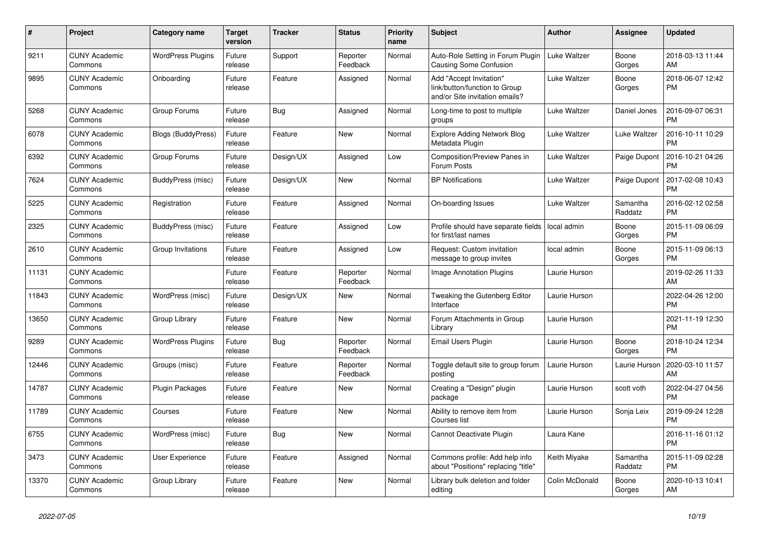| # | Project | Category name | Target version | Tracker | Status | Priority name | Subject | Author | Assignee | Updated |
|---|---|---|---|---|---|---|---|---|---|---|
| 9211 | CUNY Academic Commons | WordPress Plugins | Future release | Support | Reporter Feedback | Normal | Auto-Role Setting in Forum Plugin Causing Some Confusion | Luke Waltzer | Boone Gorges | 2018-03-13 11:44 AM |
| 9895 | CUNY Academic Commons | Onboarding | Future release | Feature | Assigned | Normal | Add "Accept Invitation" link/button/function to Group and/or Site invitation emails? | Luke Waltzer | Boone Gorges | 2018-06-07 12:42 PM |
| 5268 | CUNY Academic Commons | Group Forums | Future release | Bug | Assigned | Normal | Long-time to post to multiple groups | Luke Waltzer | Daniel Jones | 2016-09-07 06:31 PM |
| 6078 | CUNY Academic Commons | Blogs (BuddyPress) | Future release | Feature | New | Normal | Explore Adding Network Blog Metadata Plugin | Luke Waltzer | Luke Waltzer | 2016-10-11 10:29 PM |
| 6392 | CUNY Academic Commons | Group Forums | Future release | Design/UX | Assigned | Low | Composition/Preview Panes in Forum Posts | Luke Waltzer | Paige Dupont | 2016-10-21 04:26 PM |
| 7624 | CUNY Academic Commons | BuddyPress (misc) | Future release | Design/UX | New | Normal | BP Notifications | Luke Waltzer | Paige Dupont | 2017-02-08 10:43 PM |
| 5225 | CUNY Academic Commons | Registration | Future release | Feature | Assigned | Normal | On-boarding Issues | Luke Waltzer | Samantha Raddatz | 2016-02-12 02:58 PM |
| 2325 | CUNY Academic Commons | BuddyPress (misc) | Future release | Feature | Assigned | Low | Profile should have separate fields for first/last names | local admin | Boone Gorges | 2015-11-09 06:09 PM |
| 2610 | CUNY Academic Commons | Group Invitations | Future release | Feature | Assigned | Low | Request: Custom invitation message to group invites | local admin | Boone Gorges | 2015-11-09 06:13 PM |
| 11131 | CUNY Academic Commons | | Future release | Feature | Reporter Feedback | Normal | Image Annotation Plugins | Laurie Hurson | | 2019-02-26 11:33 AM |
| 11843 | CUNY Academic Commons | WordPress (misc) | Future release | Design/UX | New | Normal | Tweaking the Gutenberg Editor Interface | Laurie Hurson | | 2022-04-26 12:00 PM |
| 13650 | CUNY Academic Commons | Group Library | Future release | Feature | New | Normal | Forum Attachments in Group Library | Laurie Hurson | | 2021-11-19 12:30 PM |
| 9289 | CUNY Academic Commons | WordPress Plugins | Future release | Bug | Reporter Feedback | Normal | Email Users Plugin | Laurie Hurson | Boone Gorges | 2018-10-24 12:34 PM |
| 12446 | CUNY Academic Commons | Groups (misc) | Future release | Feature | Reporter Feedback | Normal | Toggle default site to group forum posting | Laurie Hurson | Laurie Hurson | 2020-03-10 11:57 AM |
| 14787 | CUNY Academic Commons | Plugin Packages | Future release | Feature | New | Normal | Creating a "Design" plugin package | Laurie Hurson | scott voth | 2022-04-27 04:56 PM |
| 11789 | CUNY Academic Commons | Courses | Future release | Feature | New | Normal | Ability to remove item from Courses list | Laurie Hurson | Sonja Leix | 2019-09-24 12:28 PM |
| 6755 | CUNY Academic Commons | WordPress (misc) | Future release | Bug | New | Normal | Cannot Deactivate Plugin | Laura Kane | | 2016-11-16 01:12 PM |
| 3473 | CUNY Academic Commons | User Experience | Future release | Feature | Assigned | Normal | Commons profile: Add help info about "Positions" replacing "title" | Keith Miyake | Samantha Raddatz | 2015-11-09 02:28 PM |
| 13370 | CUNY Academic Commons | Group Library | Future release | Feature | New | Normal | Library bulk deletion and folder editing | Colin McDonald | Boone Gorges | 2020-10-13 10:41 AM |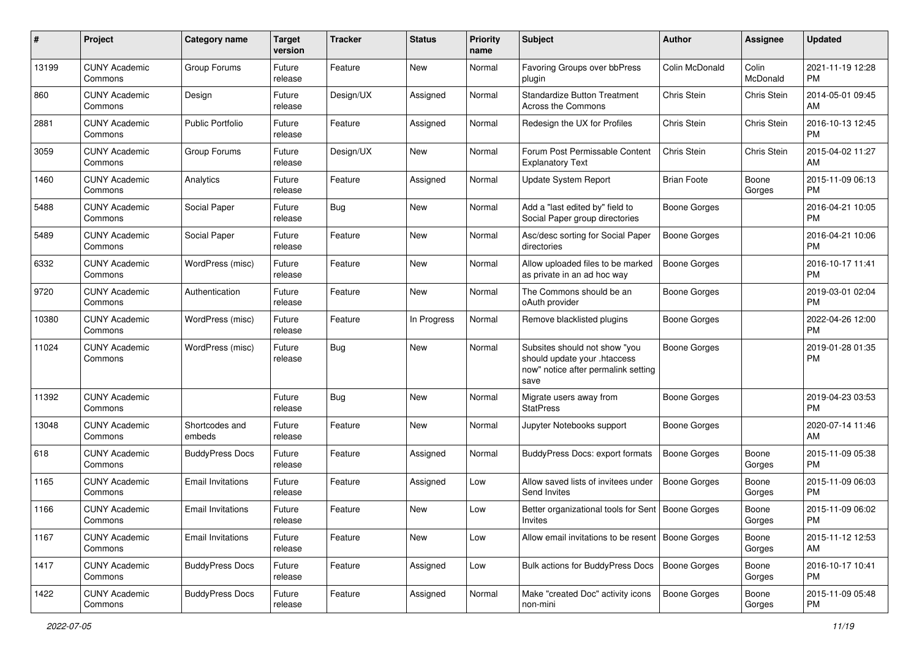| # | Project | Category name | Target version | Tracker | Status | Priority name | Subject | Author | Assignee | Updated |
|---|---|---|---|---|---|---|---|---|---|---|
| 13199 | CUNY Academic Commons | Group Forums | Future release | Feature | New | Normal | Favoring Groups over bbPress plugin | Colin McDonald | Colin McDonald | 2021-11-19 12:28 PM |
| 860 | CUNY Academic Commons | Design | Future release | Design/UX | Assigned | Normal | Standardize Button Treatment Across the Commons | Chris Stein | Chris Stein | 2014-05-01 09:45 AM |
| 2881 | CUNY Academic Commons | Public Portfolio | Future release | Feature | Assigned | Normal | Redesign the UX for Profiles | Chris Stein | Chris Stein | 2016-10-13 12:45 PM |
| 3059 | CUNY Academic Commons | Group Forums | Future release | Design/UX | New | Normal | Forum Post Permissable Content Explanatory Text | Chris Stein | Chris Stein | 2015-04-02 11:27 AM |
| 1460 | CUNY Academic Commons | Analytics | Future release | Feature | Assigned | Normal | Update System Report | Brian Foote | Boone Gorges | 2015-11-09 06:13 PM |
| 5488 | CUNY Academic Commons | Social Paper | Future release | Bug | New | Normal | Add a "last edited by" field to Social Paper group directories | Boone Gorges | | 2016-04-21 10:05 PM |
| 5489 | CUNY Academic Commons | Social Paper | Future release | Feature | New | Normal | Asc/desc sorting for Social Paper directories | Boone Gorges | | 2016-04-21 10:06 PM |
| 6332 | CUNY Academic Commons | WordPress (misc) | Future release | Feature | New | Normal | Allow uploaded files to be marked as private in an ad hoc way | Boone Gorges | | 2016-10-17 11:41 PM |
| 9720 | CUNY Academic Commons | Authentication | Future release | Feature | New | Normal | The Commons should be an oAuth provider | Boone Gorges | | 2019-03-01 02:04 PM |
| 10380 | CUNY Academic Commons | WordPress (misc) | Future release | Feature | In Progress | Normal | Remove blacklisted plugins | Boone Gorges | | 2022-04-26 12:00 PM |
| 11024 | CUNY Academic Commons | WordPress (misc) | Future release | Bug | New | Normal | Subsites should not show "you should update your .htaccess now" notice after permalink setting save | Boone Gorges | | 2019-01-28 01:35 PM |
| 11392 | CUNY Academic Commons | | Future release | Bug | New | Normal | Migrate users away from StatPress | Boone Gorges | | 2019-04-23 03:53 PM |
| 13048 | CUNY Academic Commons | Shortcodes and embeds | Future release | Feature | New | Normal | Jupyter Notebooks support | Boone Gorges | | 2020-07-14 11:46 AM |
| 618 | CUNY Academic Commons | BuddyPress Docs | Future release | Feature | Assigned | Normal | BuddyPress Docs: export formats | Boone Gorges | Boone Gorges | 2015-11-09 05:38 PM |
| 1165 | CUNY Academic Commons | Email Invitations | Future release | Feature | Assigned | Low | Allow saved lists of invitees under Send Invites | Boone Gorges | Boone Gorges | 2015-11-09 06:03 PM |
| 1166 | CUNY Academic Commons | Email Invitations | Future release | Feature | New | Low | Better organizational tools for Sent Invites | Boone Gorges | Boone Gorges | 2015-11-09 06:02 PM |
| 1167 | CUNY Academic Commons | Email Invitations | Future release | Feature | New | Low | Allow email invitations to be resent | Boone Gorges | Boone Gorges | 2015-11-12 12:53 AM |
| 1417 | CUNY Academic Commons | BuddyPress Docs | Future release | Feature | Assigned | Low | Bulk actions for BuddyPress Docs | Boone Gorges | Boone Gorges | 2016-10-17 10:41 PM |
| 1422 | CUNY Academic Commons | BuddyPress Docs | Future release | Feature | Assigned | Normal | Make "created Doc" activity icons non-mini | Boone Gorges | Boone Gorges | 2015-11-09 05:48 PM |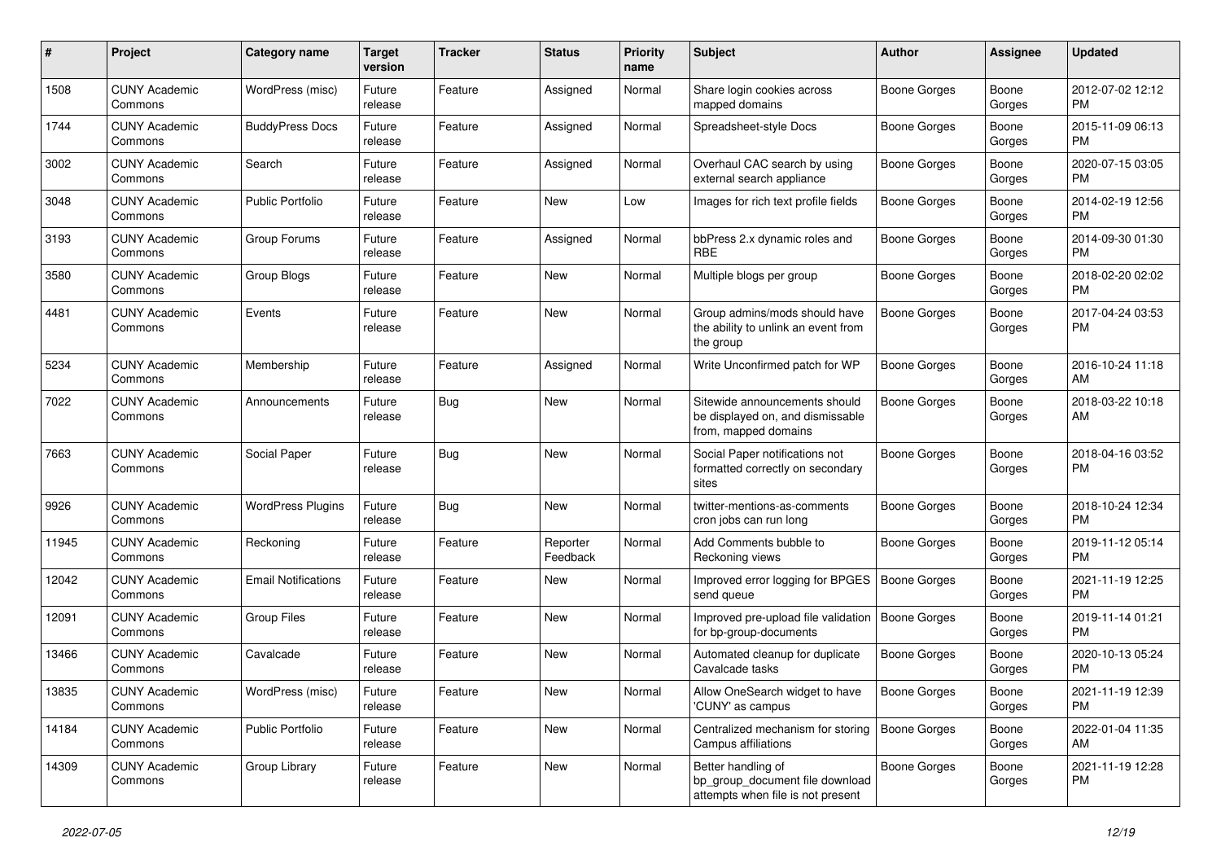| # | Project | Category name | Target version | Tracker | Status | Priority name | Subject | Author | Assignee | Updated |
|---|---|---|---|---|---|---|---|---|---|---|
| 1508 | CUNY Academic Commons | WordPress (misc) | Future release | Feature | Assigned | Normal | Share login cookies across mapped domains | Boone Gorges | Boone Gorges | 2012-07-02 12:12 PM |
| 1744 | CUNY Academic Commons | BuddyPress Docs | Future release | Feature | Assigned | Normal | Spreadsheet-style Docs | Boone Gorges | Boone Gorges | 2015-11-09 06:13 PM |
| 3002 | CUNY Academic Commons | Search | Future release | Feature | Assigned | Normal | Overhaul CAC search by using external search appliance | Boone Gorges | Boone Gorges | 2020-07-15 03:05 PM |
| 3048 | CUNY Academic Commons | Public Portfolio | Future release | Feature | New | Low | Images for rich text profile fields | Boone Gorges | Boone Gorges | 2014-02-19 12:56 PM |
| 3193 | CUNY Academic Commons | Group Forums | Future release | Feature | Assigned | Normal | bbPress 2.x dynamic roles and RBE | Boone Gorges | Boone Gorges | 2014-09-30 01:30 PM |
| 3580 | CUNY Academic Commons | Group Blogs | Future release | Feature | New | Normal | Multiple blogs per group | Boone Gorges | Boone Gorges | 2018-02-20 02:02 PM |
| 4481 | CUNY Academic Commons | Events | Future release | Feature | New | Normal | Group admins/mods should have the ability to unlink an event from the group | Boone Gorges | Boone Gorges | 2017-04-24 03:53 PM |
| 5234 | CUNY Academic Commons | Membership | Future release | Feature | Assigned | Normal | Write Unconfirmed patch for WP | Boone Gorges | Boone Gorges | 2016-10-24 11:18 AM |
| 7022 | CUNY Academic Commons | Announcements | Future release | Bug | New | Normal | Sitewide announcements should be displayed on, and dismissable from, mapped domains | Boone Gorges | Boone Gorges | 2018-03-22 10:18 AM |
| 7663 | CUNY Academic Commons | Social Paper | Future release | Bug | New | Normal | Social Paper notifications not formatted correctly on secondary sites | Boone Gorges | Boone Gorges | 2018-04-16 03:52 PM |
| 9926 | CUNY Academic Commons | WordPress Plugins | Future release | Bug | New | Normal | twitter-mentions-as-comments cron jobs can run long | Boone Gorges | Boone Gorges | 2018-10-24 12:34 PM |
| 11945 | CUNY Academic Commons | Reckoning | Future release | Feature | Reporter Feedback | Normal | Add Comments bubble to Reckoning views | Boone Gorges | Boone Gorges | 2019-11-12 05:14 PM |
| 12042 | CUNY Academic Commons | Email Notifications | Future release | Feature | New | Normal | Improved error logging for BPGES send queue | Boone Gorges | Boone Gorges | 2021-11-19 12:25 PM |
| 12091 | CUNY Academic Commons | Group Files | Future release | Feature | New | Normal | Improved pre-upload file validation for bp-group-documents | Boone Gorges | Boone Gorges | 2019-11-14 01:21 PM |
| 13466 | CUNY Academic Commons | Cavalcade | Future release | Feature | New | Normal | Automated cleanup for duplicate Cavalcade tasks | Boone Gorges | Boone Gorges | 2020-10-13 05:24 PM |
| 13835 | CUNY Academic Commons | WordPress (misc) | Future release | Feature | New | Normal | Allow OneSearch widget to have 'CUNY' as campus | Boone Gorges | Boone Gorges | 2021-11-19 12:39 PM |
| 14184 | CUNY Academic Commons | Public Portfolio | Future release | Feature | New | Normal | Centralized mechanism for storing Campus affiliations | Boone Gorges | Boone Gorges | 2022-01-04 11:35 AM |
| 14309 | CUNY Academic Commons | Group Library | Future release | Feature | New | Normal | Better handling of bp_group_document file download attempts when file is not present | Boone Gorges | Boone Gorges | 2021-11-19 12:28 PM |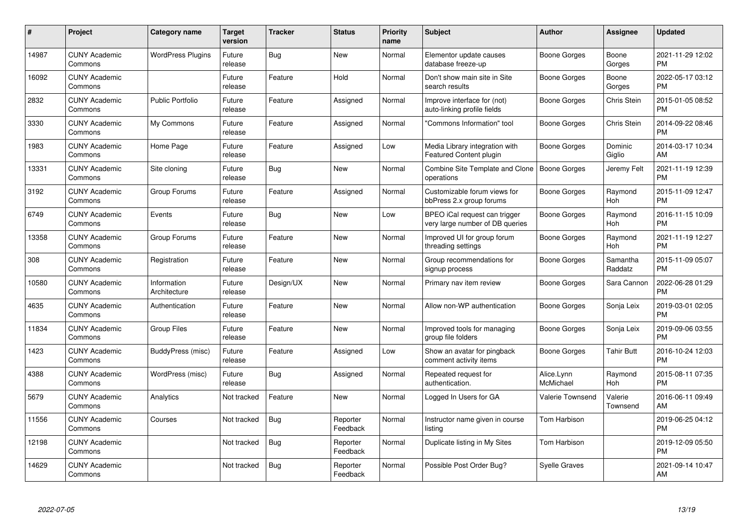| # | Project | Category name | Target version | Tracker | Status | Priority name | Subject | Author | Assignee | Updated |
|---|---|---|---|---|---|---|---|---|---|---|
| 14987 | CUNY Academic Commons | WordPress Plugins | Future release | Bug | New | Normal | Elementor update causes database freeze-up | Boone Gorges | Boone Gorges | 2021-11-29 12:02 PM |
| 16092 | CUNY Academic Commons | | Future release | Feature | Hold | Normal | Don't show main site in Site search results | Boone Gorges | Boone Gorges | 2022-05-17 03:12 PM |
| 2832 | CUNY Academic Commons | Public Portfolio | Future release | Feature | Assigned | Normal | Improve interface for (not) auto-linking profile fields | Boone Gorges | Chris Stein | 2015-01-05 08:52 PM |
| 3330 | CUNY Academic Commons | My Commons | Future release | Feature | Assigned | Normal | "Commons Information" tool | Boone Gorges | Chris Stein | 2014-09-22 08:46 PM |
| 1983 | CUNY Academic Commons | Home Page | Future release | Feature | Assigned | Low | Media Library integration with Featured Content plugin | Boone Gorges | Dominic Giglio | 2014-03-17 10:34 AM |
| 13331 | CUNY Academic Commons | Site cloning | Future release | Bug | New | Normal | Combine Site Template and Clone operations | Boone Gorges | Jeremy Felt | 2021-11-19 12:39 PM |
| 3192 | CUNY Academic Commons | Group Forums | Future release | Feature | Assigned | Normal | Customizable forum views for bbPress 2.x group forums | Boone Gorges | Raymond Hoh | 2015-11-09 12:47 PM |
| 6749 | CUNY Academic Commons | Events | Future release | Bug | New | Low | BPEO iCal request can trigger very large number of DB queries | Boone Gorges | Raymond Hoh | 2016-11-15 10:09 PM |
| 13358 | CUNY Academic Commons | Group Forums | Future release | Feature | New | Normal | Improved UI for group forum threading settings | Boone Gorges | Raymond Hoh | 2021-11-19 12:27 PM |
| 308 | CUNY Academic Commons | Registration | Future release | Feature | New | Normal | Group recommendations for signup process | Boone Gorges | Samantha Raddatz | 2015-11-09 05:07 PM |
| 10580 | CUNY Academic Commons | Information Architecture | Future release | Design/UX | New | Normal | Primary nav item review | Boone Gorges | Sara Cannon | 2022-06-28 01:29 PM |
| 4635 | CUNY Academic Commons | Authentication | Future release | Feature | New | Normal | Allow non-WP authentication | Boone Gorges | Sonja Leix | 2019-03-01 02:05 PM |
| 11834 | CUNY Academic Commons | Group Files | Future release | Feature | New | Normal | Improved tools for managing group file folders | Boone Gorges | Sonja Leix | 2019-09-06 03:55 PM |
| 1423 | CUNY Academic Commons | BuddyPress (misc) | Future release | Feature | Assigned | Low | Show an avatar for pingback comment activity items | Boone Gorges | Tahir Butt | 2016-10-24 12:03 PM |
| 4388 | CUNY Academic Commons | WordPress (misc) | Future release | Bug | Assigned | Normal | Repeated request for authentication. | Alice.Lynn McMichael | Raymond Hoh | 2015-08-11 07:35 PM |
| 5679 | CUNY Academic Commons | Analytics | Not tracked | Feature | New | Normal | Logged In Users for GA | Valerie Townsend | Valerie Townsend | 2016-06-11 09:49 AM |
| 11556 | CUNY Academic Commons | Courses | Not tracked | Bug | Reporter Feedback | Normal | Instructor name given in course listing | Tom Harbison | | 2019-06-25 04:12 PM |
| 12198 | CUNY Academic Commons | | Not tracked | Bug | Reporter Feedback | Normal | Duplicate listing in My Sites | Tom Harbison | | 2019-12-09 05:50 PM |
| 14629 | CUNY Academic Commons | | Not tracked | Bug | Reporter Feedback | Normal | Possible Post Order Bug? | Syelle Graves | | 2021-09-14 10:47 AM |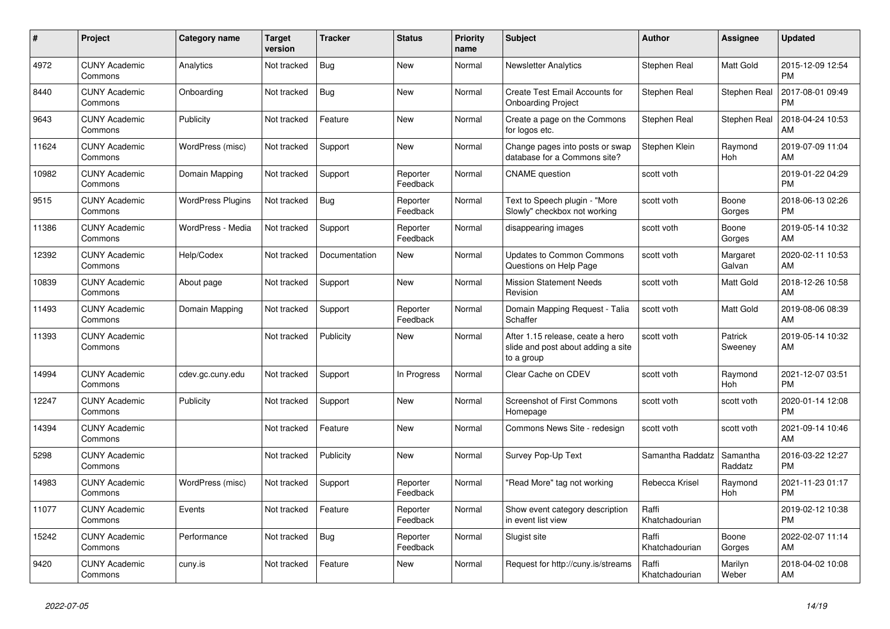| # | Project | Category name | Target version | Tracker | Status | Priority name | Subject | Author | Assignee | Updated |
|---|---|---|---|---|---|---|---|---|---|---|
| 4972 | CUNY Academic Commons | Analytics | Not tracked | Bug | New | Normal | Newsletter Analytics | Stephen Real | Matt Gold | 2015-12-09 12:54 PM |
| 8440 | CUNY Academic Commons | Onboarding | Not tracked | Bug | New | Normal | Create Test Email Accounts for Onboarding Project | Stephen Real | Stephen Real | 2017-08-01 09:49 PM |
| 9643 | CUNY Academic Commons | Publicity | Not tracked | Feature | New | Normal | Create a page on the Commons for logos etc. | Stephen Real | Stephen Real | 2018-04-24 10:53 AM |
| 11624 | CUNY Academic Commons | WordPress (misc) | Not tracked | Support | New | Normal | Change pages into posts or swap database for a Commons site? | Stephen Klein | Raymond Hoh | 2019-07-09 11:04 AM |
| 10982 | CUNY Academic Commons | Domain Mapping | Not tracked | Support | Reporter Feedback | Normal | CNAME question | scott voth | | 2019-01-22 04:29 PM |
| 9515 | CUNY Academic Commons | WordPress Plugins | Not tracked | Bug | Reporter Feedback | Normal | Text to Speech plugin - "More Slowly" checkbox not working | scott voth | Boone Gorges | 2018-06-13 02:26 PM |
| 11386 | CUNY Academic Commons | WordPress - Media | Not tracked | Support | Reporter Feedback | Normal | disappearing images | scott voth | Boone Gorges | 2019-05-14 10:32 AM |
| 12392 | CUNY Academic Commons | Help/Codex | Not tracked | Documentation | New | Normal | Updates to Common Commons Questions on Help Page | scott voth | Margaret Galvan | 2020-02-11 10:53 AM |
| 10839 | CUNY Academic Commons | About page | Not tracked | Support | New | Normal | Mission Statement Needs Revision | scott voth | Matt Gold | 2018-12-26 10:58 AM |
| 11493 | CUNY Academic Commons | Domain Mapping | Not tracked | Support | Reporter Feedback | Normal | Domain Mapping Request - Talia Schaffer | scott voth | Matt Gold | 2019-08-06 08:39 AM |
| 11393 | CUNY Academic Commons | | Not tracked | Publicity | New | Normal | After 1.15 release, ceate a hero slide and post about adding a site to a group | scott voth | Patrick Sweeney | 2019-05-14 10:32 AM |
| 14994 | CUNY Academic Commons | cdev.gc.cuny.edu | Not tracked | Support | In Progress | Normal | Clear Cache on CDEV | scott voth | Raymond Hoh | 2021-12-07 03:51 PM |
| 12247 | CUNY Academic Commons | Publicity | Not tracked | Support | New | Normal | Screenshot of First Commons Homepage | scott voth | scott voth | 2020-01-14 12:08 PM |
| 14394 | CUNY Academic Commons | | Not tracked | Feature | New | Normal | Commons News Site - redesign | scott voth | scott voth | 2021-09-14 10:46 AM |
| 5298 | CUNY Academic Commons | | Not tracked | Publicity | New | Normal | Survey Pop-Up Text | Samantha Raddatz | Samantha Raddatz | 2016-03-22 12:27 PM |
| 14983 | CUNY Academic Commons | WordPress (misc) | Not tracked | Support | Reporter Feedback | Normal | "Read More" tag not working | Rebecca Krisel | Raymond Hoh | 2021-11-23 01:17 PM |
| 11077 | CUNY Academic Commons | Events | Not tracked | Feature | Reporter Feedback | Normal | Show event category description in event list view | Raffi Khatchadourian | | 2019-02-12 10:38 PM |
| 15242 | CUNY Academic Commons | Performance | Not tracked | Bug | Reporter Feedback | Normal | Slugist site | Raffi Khatchadourian | Boone Gorges | 2022-02-07 11:14 AM |
| 9420 | CUNY Academic Commons | cuny.is | Not tracked | Feature | New | Normal | Request for http://cuny.is/streams | Raffi Khatchadourian | Marilyn Weber | 2018-04-02 10:08 AM |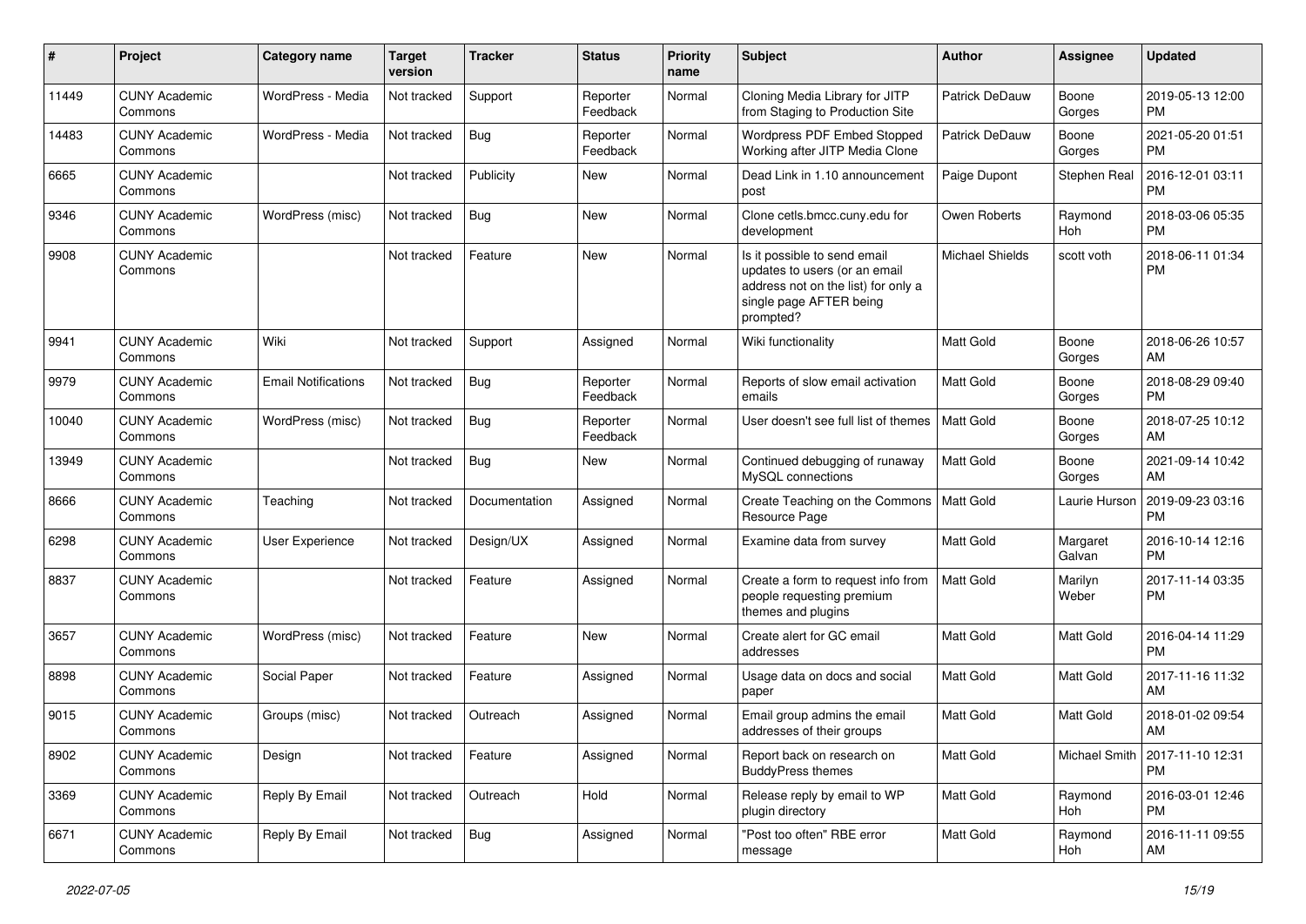| # | Project | Category name | Target version | Tracker | Status | Priority name | Subject | Author | Assignee | Updated |
|---|---|---|---|---|---|---|---|---|---|---|
| 11449 | CUNY Academic Commons | WordPress - Media | Not tracked | Support | Reporter Feedback | Normal | Cloning Media Library for JITP from Staging to Production Site | Patrick DeDauw | Boone Gorges | 2019-05-13 12:00 PM |
| 14483 | CUNY Academic Commons | WordPress - Media | Not tracked | Bug | Reporter Feedback | Normal | Wordpress PDF Embed Stopped Working after JITP Media Clone | Patrick DeDauw | Boone Gorges | 2021-05-20 01:51 PM |
| 6665 | CUNY Academic Commons | | Not tracked | Publicity | New | Normal | Dead Link in 1.10 announcement post | Paige Dupont | Stephen Real | 2016-12-01 03:11 PM |
| 9346 | CUNY Academic Commons | WordPress (misc) | Not tracked | Bug | New | Normal | Clone cetls.bmcc.cuny.edu for development | Owen Roberts | Raymond Hoh | 2018-03-06 05:35 PM |
| 9908 | CUNY Academic Commons | | Not tracked | Feature | New | Normal | Is it possible to send email updates to users (or an email address not on the list) for only a single page AFTER being prompted? | Michael Shields | scott voth | 2018-06-11 01:34 PM |
| 9941 | CUNY Academic Commons | Wiki | Not tracked | Support | Assigned | Normal | Wiki functionality | Matt Gold | Boone Gorges | 2018-06-26 10:57 AM |
| 9979 | CUNY Academic Commons | Email Notifications | Not tracked | Bug | Reporter Feedback | Normal | Reports of slow email activation emails | Matt Gold | Boone Gorges | 2018-08-29 09:40 PM |
| 10040 | CUNY Academic Commons | WordPress (misc) | Not tracked | Bug | Reporter Feedback | Normal | User doesn't see full list of themes | Matt Gold | Boone Gorges | 2018-07-25 10:12 AM |
| 13949 | CUNY Academic Commons | | Not tracked | Bug | New | Normal | Continued debugging of runaway MySQL connections | Matt Gold | Boone Gorges | 2021-09-14 10:42 AM |
| 8666 | CUNY Academic Commons | Teaching | Not tracked | Documentation | Assigned | Normal | Create Teaching on the Commons Resource Page | Matt Gold | Laurie Hurson | 2019-09-23 03:16 PM |
| 6298 | CUNY Academic Commons | User Experience | Not tracked | Design/UX | Assigned | Normal | Examine data from survey | Matt Gold | Margaret Galvan | 2016-10-14 12:16 PM |
| 8837 | CUNY Academic Commons | | Not tracked | Feature | Assigned | Normal | Create a form to request info from people requesting premium themes and plugins | Matt Gold | Marilyn Weber | 2017-11-14 03:35 PM |
| 3657 | CUNY Academic Commons | WordPress (misc) | Not tracked | Feature | New | Normal | Create alert for GC email addresses | Matt Gold | Matt Gold | 2016-04-14 11:29 PM |
| 8898 | CUNY Academic Commons | Social Paper | Not tracked | Feature | Assigned | Normal | Usage data on docs and social paper | Matt Gold | Matt Gold | 2017-11-16 11:32 AM |
| 9015 | CUNY Academic Commons | Groups (misc) | Not tracked | Outreach | Assigned | Normal | Email group admins the email addresses of their groups | Matt Gold | Matt Gold | 2018-01-02 09:54 AM |
| 8902 | CUNY Academic Commons | Design | Not tracked | Feature | Assigned | Normal | Report back on research on BuddyPress themes | Matt Gold | Michael Smith | 2017-11-10 12:31 PM |
| 3369 | CUNY Academic Commons | Reply By Email | Not tracked | Outreach | Hold | Normal | Release reply by email to WP plugin directory | Matt Gold | Raymond Hoh | 2016-03-01 12:46 PM |
| 6671 | CUNY Academic Commons | Reply By Email | Not tracked | Bug | Assigned | Normal | "Post too often" RBE error message | Matt Gold | Raymond Hoh | 2016-11-11 09:55 AM |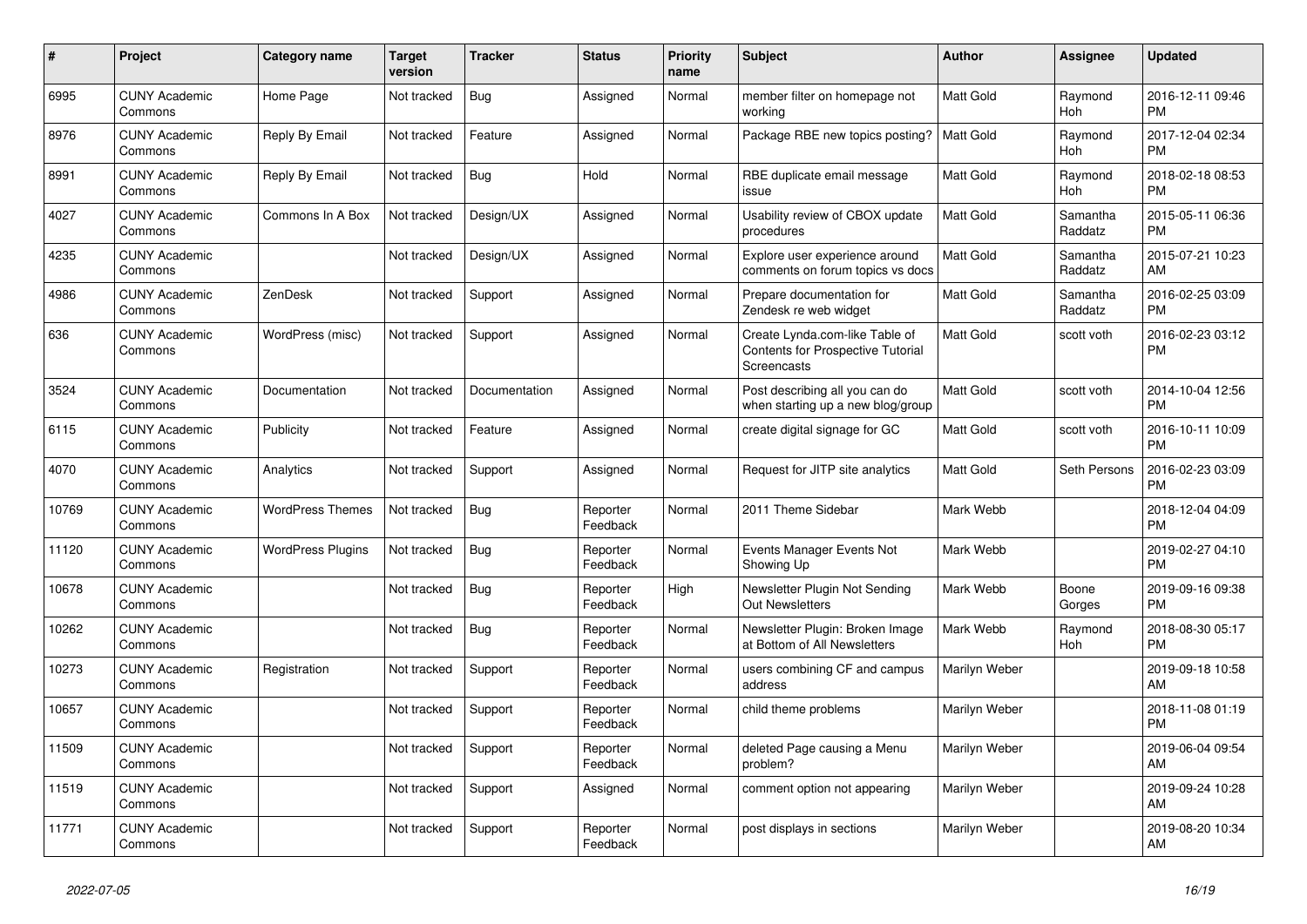| # | Project | Category name | Target version | Tracker | Status | Priority name | Subject | Author | Assignee | Updated |
|---|---|---|---|---|---|---|---|---|---|---|
| 6995 | CUNY Academic Commons | Home Page | Not tracked | Bug | Assigned | Normal | member filter on homepage not working | Matt Gold | Raymond Hoh | 2016-12-11 09:46 PM |
| 8976 | CUNY Academic Commons | Reply By Email | Not tracked | Feature | Assigned | Normal | Package RBE new topics posting? | Matt Gold | Raymond Hoh | 2017-12-04 02:34 PM |
| 8991 | CUNY Academic Commons | Reply By Email | Not tracked | Bug | Hold | Normal | RBE duplicate email message issue | Matt Gold | Raymond Hoh | 2018-02-18 08:53 PM |
| 4027 | CUNY Academic Commons | Commons In A Box | Not tracked | Design/UX | Assigned | Normal | Usability review of CBOX update procedures | Matt Gold | Samantha Raddatz | 2015-05-11 06:36 PM |
| 4235 | CUNY Academic Commons | | Not tracked | Design/UX | Assigned | Normal | Explore user experience around comments on forum topics vs docs | Matt Gold | Samantha Raddatz | 2015-07-21 10:23 AM |
| 4986 | CUNY Academic Commons | ZenDesk | Not tracked | Support | Assigned | Normal | Prepare documentation for Zendesk re web widget | Matt Gold | Samantha Raddatz | 2016-02-25 03:09 PM |
| 636 | CUNY Academic Commons | WordPress (misc) | Not tracked | Support | Assigned | Normal | Create Lynda.com-like Table of Contents for Prospective Tutorial Screencasts | Matt Gold | scott voth | 2016-02-23 03:12 PM |
| 3524 | CUNY Academic Commons | Documentation | Not tracked | Documentation | Assigned | Normal | Post describing all you can do when starting up a new blog/group | Matt Gold | scott voth | 2014-10-04 12:56 PM |
| 6115 | CUNY Academic Commons | Publicity | Not tracked | Feature | Assigned | Normal | create digital signage for GC | Matt Gold | scott voth | 2016-10-11 10:09 PM |
| 4070 | CUNY Academic Commons | Analytics | Not tracked | Support | Assigned | Normal | Request for JITP site analytics | Matt Gold | Seth Persons | 2016-02-23 03:09 PM |
| 10769 | CUNY Academic Commons | WordPress Themes | Not tracked | Bug | Reporter Feedback | Normal | 2011 Theme Sidebar | Mark Webb | | 2018-12-04 04:09 PM |
| 11120 | CUNY Academic Commons | WordPress Plugins | Not tracked | Bug | Reporter Feedback | Normal | Events Manager Events Not Showing Up | Mark Webb | | 2019-02-27 04:10 PM |
| 10678 | CUNY Academic Commons | | Not tracked | Bug | Reporter Feedback | High | Newsletter Plugin Not Sending Out Newsletters | Mark Webb | Boone Gorges | 2019-09-16 09:38 PM |
| 10262 | CUNY Academic Commons | | Not tracked | Bug | Reporter Feedback | Normal | Newsletter Plugin: Broken Image at Bottom of All Newsletters | Mark Webb | Raymond Hoh | 2018-08-30 05:17 PM |
| 10273 | CUNY Academic Commons | Registration | Not tracked | Support | Reporter Feedback | Normal | users combining CF and campus address | Marilyn Weber | | 2019-09-18 10:58 AM |
| 10657 | CUNY Academic Commons | | Not tracked | Support | Reporter Feedback | Normal | child theme problems | Marilyn Weber | | 2018-11-08 01:19 PM |
| 11509 | CUNY Academic Commons | | Not tracked | Support | Reporter Feedback | Normal | deleted Page causing a Menu problem? | Marilyn Weber | | 2019-06-04 09:54 AM |
| 11519 | CUNY Academic Commons | | Not tracked | Support | Assigned | Normal | comment option not appearing | Marilyn Weber | | 2019-09-24 10:28 AM |
| 11771 | CUNY Academic Commons | | Not tracked | Support | Reporter Feedback | Normal | post displays in sections | Marilyn Weber | | 2019-08-20 10:34 AM |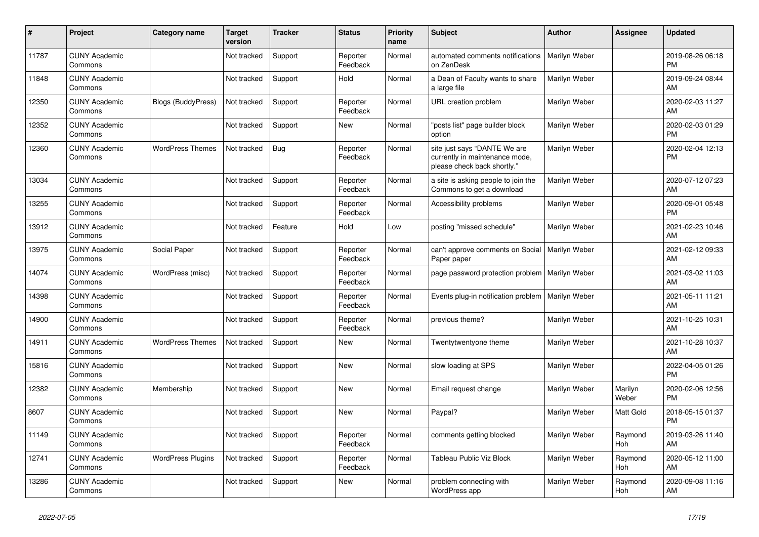| # | Project | Category name | Target version | Tracker | Status | Priority name | Subject | Author | Assignee | Updated |
|---|---|---|---|---|---|---|---|---|---|---|
| 11787 | CUNY Academic Commons | | Not tracked | Support | Reporter Feedback | Normal | automated comments notifications on ZenDesk | Marilyn Weber | | 2019-08-26 06:18 PM |
| 11848 | CUNY Academic Commons | | Not tracked | Support | Hold | Normal | a Dean of Faculty wants to share a large file | Marilyn Weber | | 2019-09-24 08:44 AM |
| 12350 | CUNY Academic Commons | Blogs (BuddyPress) | Not tracked | Support | Reporter Feedback | Normal | URL creation problem | Marilyn Weber | | 2020-02-03 11:27 AM |
| 12352 | CUNY Academic Commons | | Not tracked | Support | New | Normal | "posts list" page builder block option | Marilyn Weber | | 2020-02-03 01:29 PM |
| 12360 | CUNY Academic Commons | WordPress Themes | Not tracked | Bug | Reporter Feedback | Normal | site just says "DANTE We are currently in maintenance mode, please check back shortly." | Marilyn Weber | | 2020-02-04 12:13 PM |
| 13034 | CUNY Academic Commons | | Not tracked | Support | Reporter Feedback | Normal | a site is asking people to join the Commons to get a download | Marilyn Weber | | 2020-07-12 07:23 AM |
| 13255 | CUNY Academic Commons | | Not tracked | Support | Reporter Feedback | Normal | Accessibility problems | Marilyn Weber | | 2020-09-01 05:48 PM |
| 13912 | CUNY Academic Commons | | Not tracked | Feature | Hold | Low | posting "missed schedule" | Marilyn Weber | | 2021-02-23 10:46 AM |
| 13975 | CUNY Academic Commons | Social Paper | Not tracked | Support | Reporter Feedback | Normal | can't approve comments on Social Paper paper | Marilyn Weber | | 2021-02-12 09:33 AM |
| 14074 | CUNY Academic Commons | WordPress (misc) | Not tracked | Support | Reporter Feedback | Normal | page password protection problem | Marilyn Weber | | 2021-03-02 11:03 AM |
| 14398 | CUNY Academic Commons | | Not tracked | Support | Reporter Feedback | Normal | Events plug-in notification problem | Marilyn Weber | | 2021-05-11 11:21 AM |
| 14900 | CUNY Academic Commons | | Not tracked | Support | Reporter Feedback | Normal | previous theme? | Marilyn Weber | | 2021-10-25 10:31 AM |
| 14911 | CUNY Academic Commons | WordPress Themes | Not tracked | Support | New | Normal | Twentytwentyone theme | Marilyn Weber | | 2021-10-28 10:37 AM |
| 15816 | CUNY Academic Commons | | Not tracked | Support | New | Normal | slow loading at SPS | Marilyn Weber | | 2022-04-05 01:26 PM |
| 12382 | CUNY Academic Commons | Membership | Not tracked | Support | New | Normal | Email request change | Marilyn Weber | Marilyn Weber | 2020-02-06 12:56 PM |
| 8607 | CUNY Academic Commons | | Not tracked | Support | New | Normal | Paypal? | Marilyn Weber | Matt Gold | 2018-05-15 01:37 PM |
| 11149 | CUNY Academic Commons | | Not tracked | Support | Reporter Feedback | Normal | comments getting blocked | Marilyn Weber | Raymond Hoh | 2019-03-26 11:40 AM |
| 12741 | CUNY Academic Commons | WordPress Plugins | Not tracked | Support | Reporter Feedback | Normal | Tableau Public Viz Block | Marilyn Weber | Raymond Hoh | 2020-05-12 11:00 AM |
| 13286 | CUNY Academic Commons | | Not tracked | Support | New | Normal | problem connecting with WordPress app | Marilyn Weber | Raymond Hoh | 2020-09-08 11:16 AM |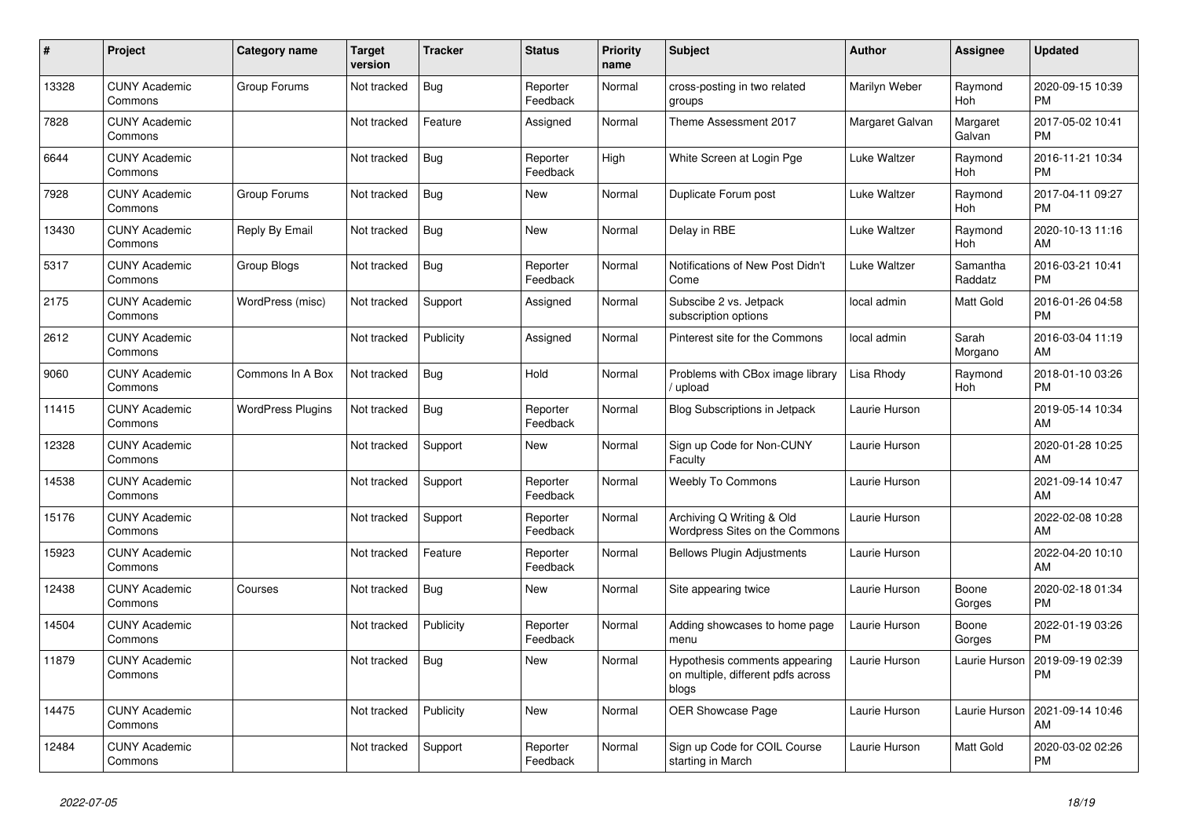| # | Project | Category name | Target version | Tracker | Status | Priority name | Subject | Author | Assignee | Updated |
|---|---|---|---|---|---|---|---|---|---|---|
| 13328 | CUNY Academic Commons | Group Forums | Not tracked | Bug | Reporter Feedback | Normal | cross-posting in two related groups | Marilyn Weber | Raymond Hoh | 2020-09-15 10:39 PM |
| 7828 | CUNY Academic Commons | | Not tracked | Feature | Assigned | Normal | Theme Assessment 2017 | Margaret Galvan | Margaret Galvan | 2017-05-02 10:41 PM |
| 6644 | CUNY Academic Commons | | Not tracked | Bug | Reporter Feedback | High | White Screen at Login Pge | Luke Waltzer | Raymond Hoh | 2016-11-21 10:34 PM |
| 7928 | CUNY Academic Commons | Group Forums | Not tracked | Bug | New | Normal | Duplicate Forum post | Luke Waltzer | Raymond Hoh | 2017-04-11 09:27 PM |
| 13430 | CUNY Academic Commons | Reply By Email | Not tracked | Bug | New | Normal | Delay in RBE | Luke Waltzer | Raymond Hoh | 2020-10-13 11:16 AM |
| 5317 | CUNY Academic Commons | Group Blogs | Not tracked | Bug | Reporter Feedback | Normal | Notifications of New Post Didn't Come | Luke Waltzer | Samantha Raddatz | 2016-03-21 10:41 PM |
| 2175 | CUNY Academic Commons | WordPress (misc) | Not tracked | Support | Assigned | Normal | Subscibe 2 vs. Jetpack subscription options | local admin | Matt Gold | 2016-01-26 04:58 PM |
| 2612 | CUNY Academic Commons | | Not tracked | Publicity | Assigned | Normal | Pinterest site for the Commons | local admin | Sarah Morgano | 2016-03-04 11:19 AM |
| 9060 | CUNY Academic Commons | Commons In A Box | Not tracked | Bug | Hold | Normal | Problems with CBox image library / upload | Lisa Rhody | Raymond Hoh | 2018-01-10 03:26 PM |
| 11415 | CUNY Academic Commons | WordPress Plugins | Not tracked | Bug | Reporter Feedback | Normal | Blog Subscriptions in Jetpack | Laurie Hurson | | 2019-05-14 10:34 AM |
| 12328 | CUNY Academic Commons | | Not tracked | Support | New | Normal | Sign up Code for Non-CUNY Faculty | Laurie Hurson | | 2020-01-28 10:25 AM |
| 14538 | CUNY Academic Commons | | Not tracked | Support | Reporter Feedback | Normal | Weebly To Commons | Laurie Hurson | | 2021-09-14 10:47 AM |
| 15176 | CUNY Academic Commons | | Not tracked | Support | Reporter Feedback | Normal | Archiving Q Writing & Old Wordpress Sites on the Commons | Laurie Hurson | | 2022-02-08 10:28 AM |
| 15923 | CUNY Academic Commons | | Not tracked | Feature | Reporter Feedback | Normal | Bellows Plugin Adjustments | Laurie Hurson | | 2022-04-20 10:10 AM |
| 12438 | CUNY Academic Commons | Courses | Not tracked | Bug | New | Normal | Site appearing twice | Laurie Hurson | Boone Gorges | 2020-02-18 01:34 PM |
| 14504 | CUNY Academic Commons | | Not tracked | Publicity | Reporter Feedback | Normal | Adding showcases to home page menu | Laurie Hurson | Boone Gorges | 2022-01-19 03:26 PM |
| 11879 | CUNY Academic Commons | | Not tracked | Bug | New | Normal | Hypothesis comments appearing on multiple, different pdfs across blogs | Laurie Hurson | Laurie Hurson | 2019-09-19 02:39 PM |
| 14475 | CUNY Academic Commons | | Not tracked | Publicity | New | Normal | OER Showcase Page | Laurie Hurson | Laurie Hurson | 2021-09-14 10:46 AM |
| 12484 | CUNY Academic Commons | | Not tracked | Support | Reporter Feedback | Normal | Sign up Code for COIL Course starting in March | Laurie Hurson | Matt Gold | 2020-03-02 02:26 PM |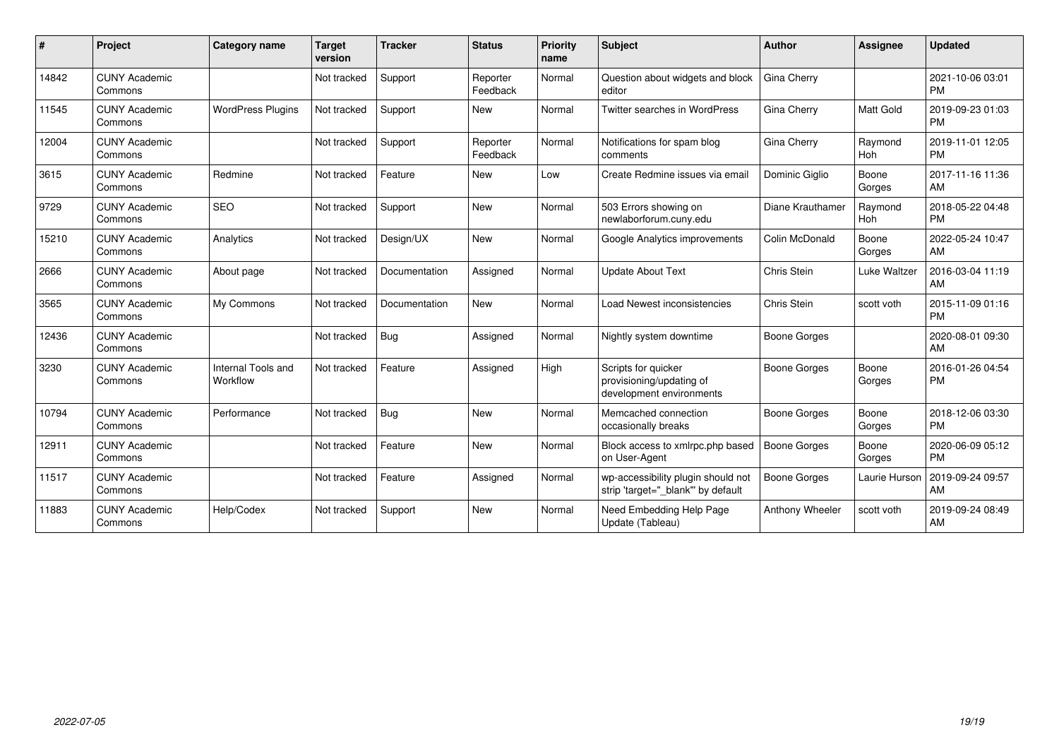| # | Project | Category name | Target version | Tracker | Status | Priority name | Subject | Author | Assignee | Updated |
|---|---|---|---|---|---|---|---|---|---|---|
| 14842 | CUNY Academic Commons | | Not tracked | Support | Reporter Feedback | Normal | Question about widgets and block editor | Gina Cherry | | 2021-10-06 03:01 PM |
| 11545 | CUNY Academic Commons | WordPress Plugins | Not tracked | Support | New | Normal | Twitter searches in WordPress | Gina Cherry | Matt Gold | 2019-09-23 01:03 PM |
| 12004 | CUNY Academic Commons | | Not tracked | Support | Reporter Feedback | Normal | Notifications for spam blog comments | Gina Cherry | Raymond Hoh | 2019-11-01 12:05 PM |
| 3615 | CUNY Academic Commons | Redmine | Not tracked | Feature | New | Low | Create Redmine issues via email | Dominic Giglio | Boone Gorges | 2017-11-16 11:36 AM |
| 9729 | CUNY Academic Commons | SEO | Not tracked | Support | New | Normal | 503 Errors showing on newlaborforum.cuny.edu | Diane Krauthamer | Raymond Hoh | 2018-05-22 04:48 PM |
| 15210 | CUNY Academic Commons | Analytics | Not tracked | Design/UX | New | Normal | Google Analytics improvements | Colin McDonald | Boone Gorges | 2022-05-24 10:47 AM |
| 2666 | CUNY Academic Commons | About page | Not tracked | Documentation | Assigned | Normal | Update About Text | Chris Stein | Luke Waltzer | 2016-03-04 11:19 AM |
| 3565 | CUNY Academic Commons | My Commons | Not tracked | Documentation | New | Normal | Load Newest inconsistencies | Chris Stein | scott voth | 2015-11-09 01:16 PM |
| 12436 | CUNY Academic Commons | | Not tracked | Bug | Assigned | Normal | Nightly system downtime | Boone Gorges | | 2020-08-01 09:30 AM |
| 3230 | CUNY Academic Commons | Internal Tools and Workflow | Not tracked | Feature | Assigned | High | Scripts for quicker provisioning/updating of development environments | Boone Gorges | Boone Gorges | 2016-01-26 04:54 PM |
| 10794 | CUNY Academic Commons | Performance | Not tracked | Bug | New | Normal | Memcached connection occasionally breaks | Boone Gorges | Boone Gorges | 2018-12-06 03:30 PM |
| 12911 | CUNY Academic Commons | | Not tracked | Feature | New | Normal | Block access to xmlrpc.php based on User-Agent | Boone Gorges | Boone Gorges | 2020-06-09 05:12 PM |
| 11517 | CUNY Academic Commons | | Not tracked | Feature | Assigned | Normal | wp-accessibility plugin should not strip 'target="_blank"' by default | Boone Gorges | Laurie Hurson | 2019-09-24 09:57 AM |
| 11883 | CUNY Academic Commons | Help/Codex | Not tracked | Support | New | Normal | Need Embedding Help Page Update (Tableau) | Anthony Wheeler | scott voth | 2019-09-24 08:49 AM |